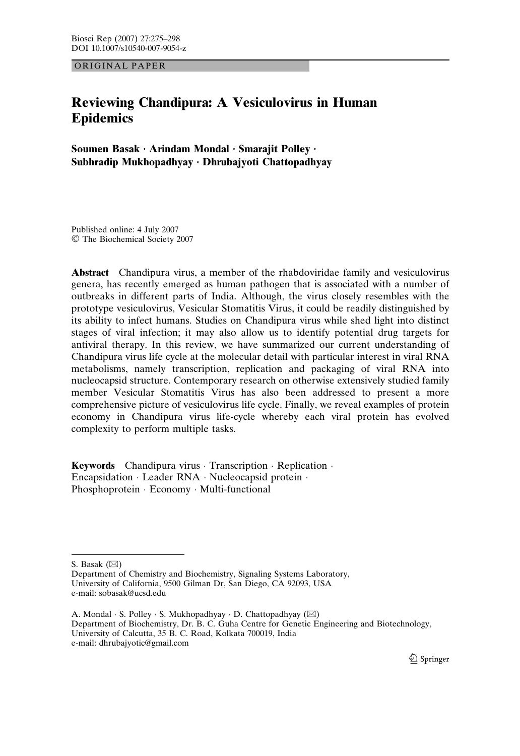ORIGINAL PAPER

# Reviewing Chandipura: A Vesiculovirus in Human Epidemics

**Soumen Basak · Arindam Mondal · Smarajit Polley · Subhradip Mukhopadhyay · Dhrubajyoti Chattopadhyay**

Published online: 4 July 2007
© The Biochemical Society 2007

**Abstract** Chandipura virus, a member of the rhabdoviridae family and vesiculovirus genera, has recently emerged as human pathogen that is associated with a number of outbreaks in different parts of India. Although, the virus closely resembles with the prototype vesiculovirus, Vesicular Stomatitis Virus, it could be readily distinguished by its ability to infect humans. Studies on Chandipura virus while shed light into distinct stages of viral infection; it may also allow us to identify potential drug targets for antiviral therapy. In this review, we have summarized our current understanding of Chandipura virus life cycle at the molecular detail with particular interest in viral RNA metabolisms, namely transcription, replication and packaging of viral RNA into nucleocapsid structure. Contemporary research on otherwise extensively studied family member Vesicular Stomatitis Virus has also been addressed to present a more comprehensive picture of vesiculovirus life cycle. Finally, we reveal examples of protein economy in Chandipura virus life-cycle whereby each viral protein has evolved complexity to perform multiple tasks.

**Keywords** Chandipura virus · Transcription · Replication · Encapsidation · Leader RNA · Nucleocapsid protein · Phosphoprotein · Economy · Multi-functional

---

S. Basak (✉)
Department of Chemistry and Biochemistry, Signaling Systems Laboratory,
University of California, 9500 Gilman Dr, San Diego, CA 92093, USA
e-mail: sobasak@ucsd.edu

A. Mondal · S. Polley · S. Mukhopadhyay · D. Chattopadhyay (✉)
Department of Biochemistry, Dr. B. C. Guha Centre for Genetic Engineering and Biotechnology,
University of Calcutta, 35 B. C. Road, Kolkata 700019, India
e-mail: dhrubajyotic@gmail.com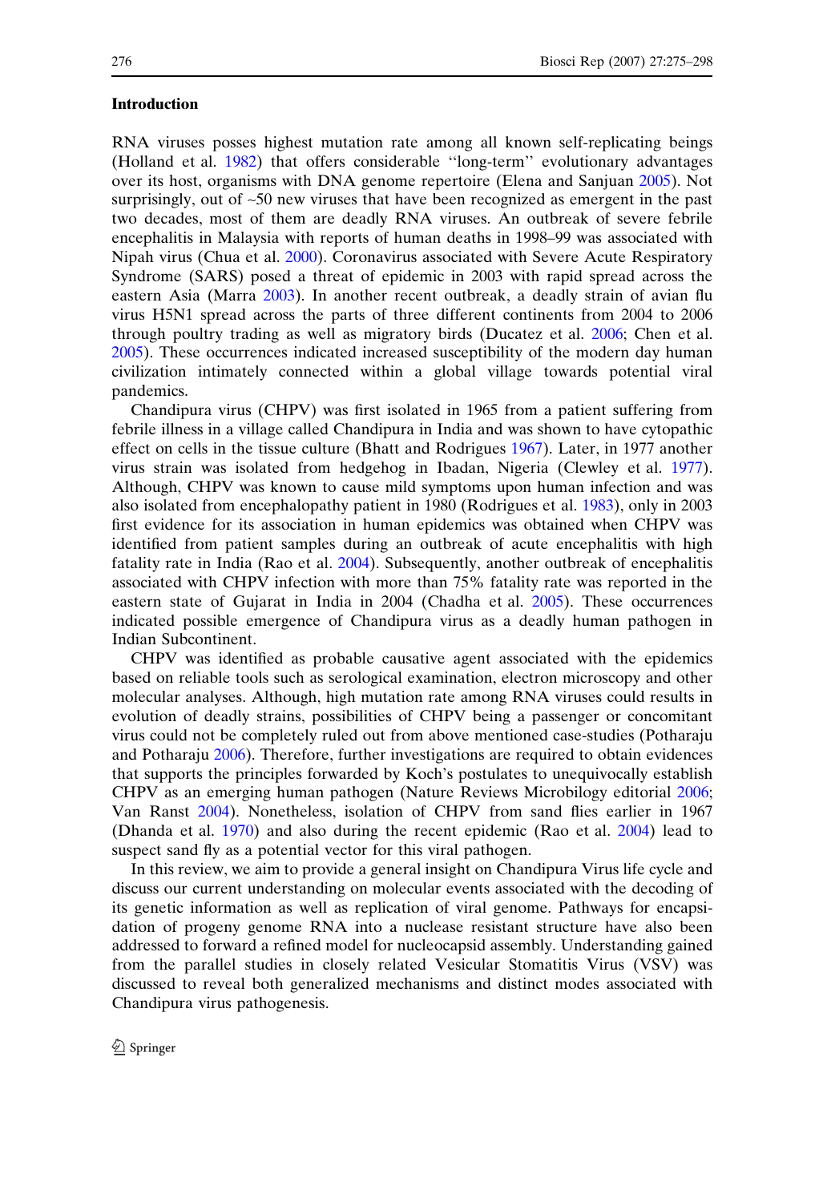## Introduction

RNA viruses posses highest mutation rate among all known self-replicating beings (Holland et al. 1982) that offers considerable ''long-term'' evolutionary advantages over its host, organisms with DNA genome repertoire (Elena and Sanjuan 2005). Not surprisingly, out of ~50 new viruses that have been recognized as emergent in the past two decades, most of them are deadly RNA viruses. An outbreak of severe febrile encephalitis in Malaysia with reports of human deaths in 1998–99 was associated with Nipah virus (Chua et al. 2000). Coronavirus associated with Severe Acute Respiratory Syndrome (SARS) posed a threat of epidemic in 2003 with rapid spread across the eastern Asia (Marra 2003). In another recent outbreak, a deadly strain of avian flu virus H5N1 spread across the parts of three different continents from 2004 to 2006 through poultry trading as well as migratory birds (Ducatez et al. 2006; Chen et al. 2005). These occurrences indicated increased susceptibility of the modern day human civilization intimately connected within a global village towards potential viral pandemics.

Chandipura virus (CHPV) was first isolated in 1965 from a patient suffering from febrile illness in a village called Chandipura in India and was shown to have cytopathic effect on cells in the tissue culture (Bhatt and Rodrigues 1967). Later, in 1977 another virus strain was isolated from hedgehog in Ibadan, Nigeria (Clewley et al. 1977). Although, CHPV was known to cause mild symptoms upon human infection and was also isolated from encephalopathy patient in 1980 (Rodrigues et al. 1983), only in 2003 first evidence for its association in human epidemics was obtained when CHPV was identified from patient samples during an outbreak of acute encephalitis with high fatality rate in India (Rao et al. 2004). Subsequently, another outbreak of encephalitis associated with CHPV infection with more than 75% fatality rate was reported in the eastern state of Gujarat in India in 2004 (Chadha et al. 2005). These occurrences indicated possible emergence of Chandipura virus as a deadly human pathogen in Indian Subcontinent.

CHPV was identified as probable causative agent associated with the epidemics based on reliable tools such as serological examination, electron microscopy and other molecular analyses. Although, high mutation rate among RNA viruses could results in evolution of deadly strains, possibilities of CHPV being a passenger or concomitant virus could not be completely ruled out from above mentioned case-studies (Potharaju and Potharaju 2006). Therefore, further investigations are required to obtain evidences that supports the principles forwarded by Koch's postulates to unequivocally establish CHPV as an emerging human pathogen (Nature Reviews Microbiology editorial 2006; Van Ranst 2004). Nonetheless, isolation of CHPV from sand flies earlier in 1967 (Dhanda et al. 1970) and also during the recent epidemic (Rao et al. 2004) lead to suspect sand fly as a potential vector for this viral pathogen.

In this review, we aim to provide a general insight on Chandipura Virus life cycle and discuss our current understanding on molecular events associated with the decoding of its genetic information as well as replication of viral genome. Pathways for encapsidation of progeny genome RNA into a nuclease resistant structure have also been addressed to forward a refined model for nucleocapsid assembly. Understanding gained from the parallel studies in closely related Vesicular Stomatitis Virus (VSV) was discussed to reveal both generalized mechanisms and distinct modes associated with Chandipura virus pathogenesis.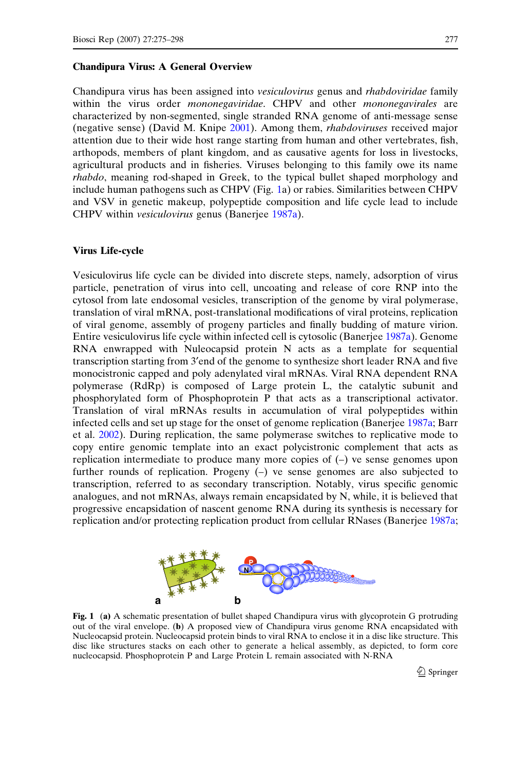### Chandipura Virus: A General Overview

Chandipura virus has been assigned into *vesiculovirus* genus and *rhabdoviridae* family within the virus order *mononegaviridae*. CHPV and other *mononegavirales* are characterized by non-segmented, single stranded RNA genome of anti-message sense (negative sense) (David M. Knipe 2001). Among them, *rhabdoviruses* received major attention due to their wide host range starting from human and other vertebrates, fish, arthopods, members of plant kingdom, and as causative agents for loss in livestocks, agricultural products and in fisheries. Viruses belonging to this family owe its name *rhabdo*, meaning rod-shaped in Greek, to the typical bullet shaped morphology and include human pathogens such as CHPV (Fig. 1a) or rabies. Similarities between CHPV and VSV in genetic makeup, polypeptide composition and life cycle lead to include CHPV within *vesiculovirus* genus (Banerjee 1987a).

### Virus Life-cycle

Vesiculovirus life cycle can be divided into discrete steps, namely, adsorption of virus particle, penetration of virus into cell, uncoating and release of core RNP into the cytosol from late endosomal vesicles, transcription of the genome by viral polymerase, translation of viral mRNA, post-translational modifications of viral proteins, replication of viral genome, assembly of progeny particles and finally budding of mature virion. Entire vesiculovirus life cycle within infected cell is cytosolic (Banerjee 1987a). Genome RNA enwrapped with Nuleocapsid protein N acts as a template for sequential transcription starting from 3′end of the genome to synthesize short leader RNA and five monocistronic capped and poly adenylated viral mRNAs. Viral RNA dependent RNA polymerase (RdRp) is composed of Large protein L, the catalytic subunit and phosphorylated form of Phosphoprotein P that acts as a transcriptional activator. Translation of viral mRNAs results in accumulation of viral polypeptides within infected cells and set up stage for the onset of genome replication (Banerjee 1987a; Barr et al. 2002). During replication, the same polymerase switches to replicative mode to copy entire genomic template into an exact polycistronic complement that acts as replication intermediate to produce many more copies of (–) ve sense genomes upon further rounds of replication. Progeny (–) ve sense genomes are also subjected to transcription, referred to as secondary transcription. Notably, virus specific genomic analogues, and not mRNAs, always remain encapsidated by N, while, it is believed that progressive encapsidation of nascent genome RNA during its synthesis is necessary for replication and/or protecting replication product from cellular RNases (Banerjee 1987a;

**Fig. 1** **(a)** A schematic presentation of bullet shaped Chandipura virus with glycoprotein G protruding out of the viral envelope. (**b**) A proposed view of Chandipura virus genome RNA encapsidated with Nucleocapsid protein. Nucleocapsid protein binds to viral RNA to enclose it in a disc like structure. This disc like structures stacks on each other to generate a helical assembly, as depicted, to form core nucleocapsid. Phosphoprotein P and Large Protein L remain associated with N-RNA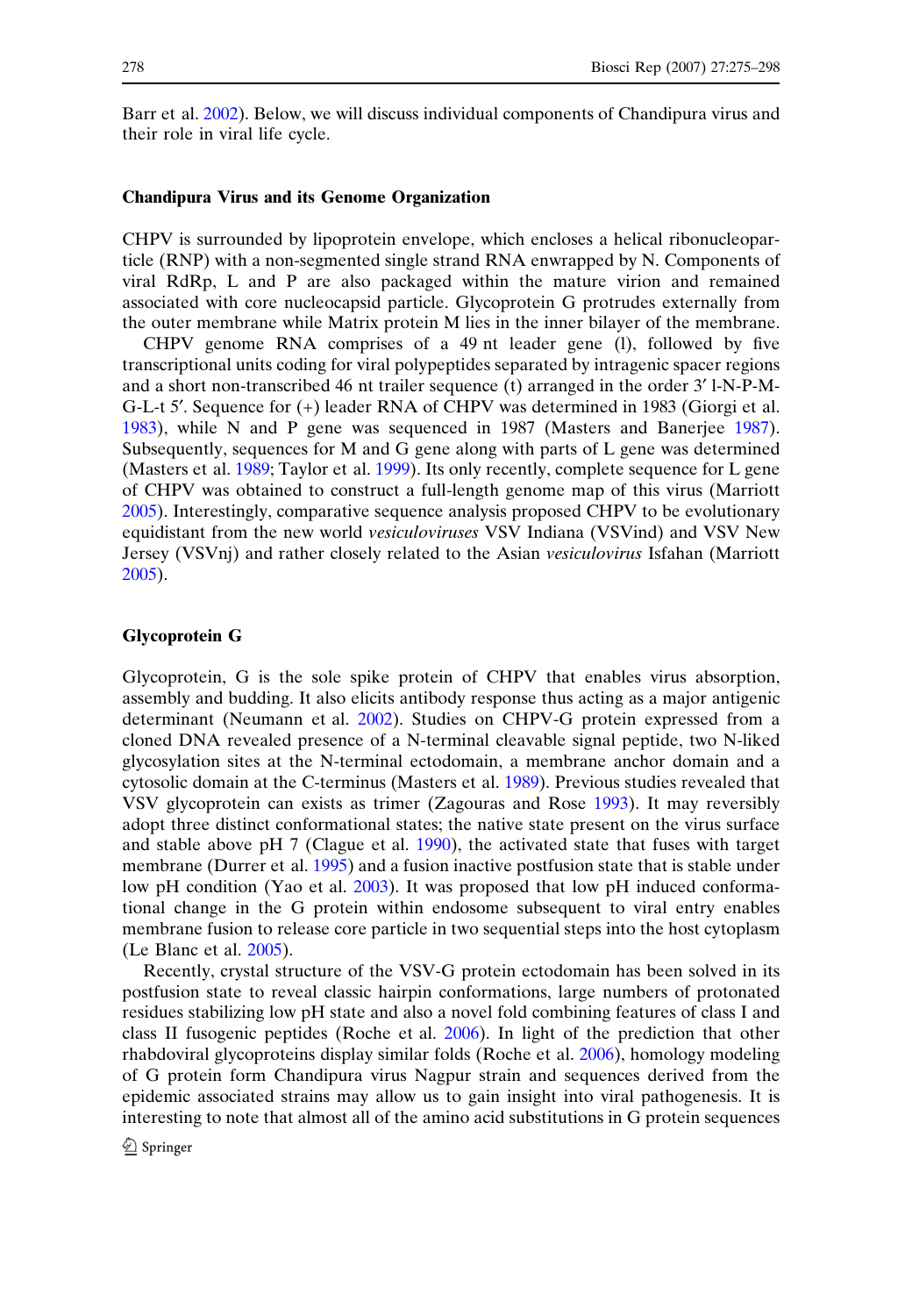Barr et al. 2002). Below, we will discuss individual components of Chandipura virus and their role in viral life cycle.

### Chandipura Virus and its Genome Organization

CHPV is surrounded by lipoprotein envelope, which encloses a helical ribonucleoparticle (RNP) with a non-segmented single strand RNA enwrapped by N. Components of viral RdRp, L and P are also packaged within the mature virion and remained associated with core nucleocapsid particle. Glycoprotein G protrudes externally from the outer membrane while Matrix protein M lies in the inner bilayer of the membrane.

CHPV genome RNA comprises of a 49 nt leader gene (l), followed by five transcriptional units coding for viral polypeptides separated by intragenic spacer regions and a short non-transcribed 46 nt trailer sequence (t) arranged in the order 3′ l-N-P-M-G-L-t 5′. Sequence for (+) leader RNA of CHPV was determined in 1983 (Giorgi et al. 1983), while N and P gene was sequenced in 1987 (Masters and Banerjee 1987). Subsequently, sequences for M and G gene along with parts of L gene was determined (Masters et al. 1989; Taylor et al. 1999). Its only recently, complete sequence for L gene of CHPV was obtained to construct a full-length genome map of this virus (Marriott 2005). Interestingly, comparative sequence analysis proposed CHPV to be evolutionary equidistant from the new world *vesiculoviruses* VSV Indiana (VSVind) and VSV New Jersey (VSVnj) and rather closely related to the Asian *vesiculovirus* Isfahan (Marriott 2005).

### Glycoprotein G

Glycoprotein, G is the sole spike protein of CHPV that enables virus absorption, assembly and budding. It also elicits antibody response thus acting as a major antigenic determinant (Neumann et al. 2002). Studies on CHPV-G protein expressed from a cloned DNA revealed presence of a N-terminal cleavable signal peptide, two N-liked glycosylation sites at the N-terminal ectodomain, a membrane anchor domain and a cytosolic domain at the C-terminus (Masters et al. 1989). Previous studies revealed that VSV glycoprotein can exists as trimer (Zagouras and Rose 1993). It may reversibly adopt three distinct conformational states; the native state present on the virus surface and stable above pH 7 (Clague et al. 1990), the activated state that fuses with target membrane (Durrer et al. 1995) and a fusion inactive postfusion state that is stable under low pH condition (Yao et al. 2003). It was proposed that low pH induced conformational change in the G protein within endosome subsequent to viral entry enables membrane fusion to release core particle in two sequential steps into the host cytoplasm (Le Blanc et al. 2005).

Recently, crystal structure of the VSV-G protein ectodomain has been solved in its postfusion state to reveal classic hairpin conformations, large numbers of protonated residues stabilizing low pH state and also a novel fold combining features of class I and class II fusogenic peptides (Roche et al. 2006). In light of the prediction that other rhabdoviral glycoproteins display similar folds (Roche et al. 2006), homology modeling of G protein form Chandipura virus Nagpur strain and sequences derived from the epidemic associated strains may allow us to gain insight into viral pathogenesis. It is interesting to note that almost all of the amino acid substitutions in G protein sequences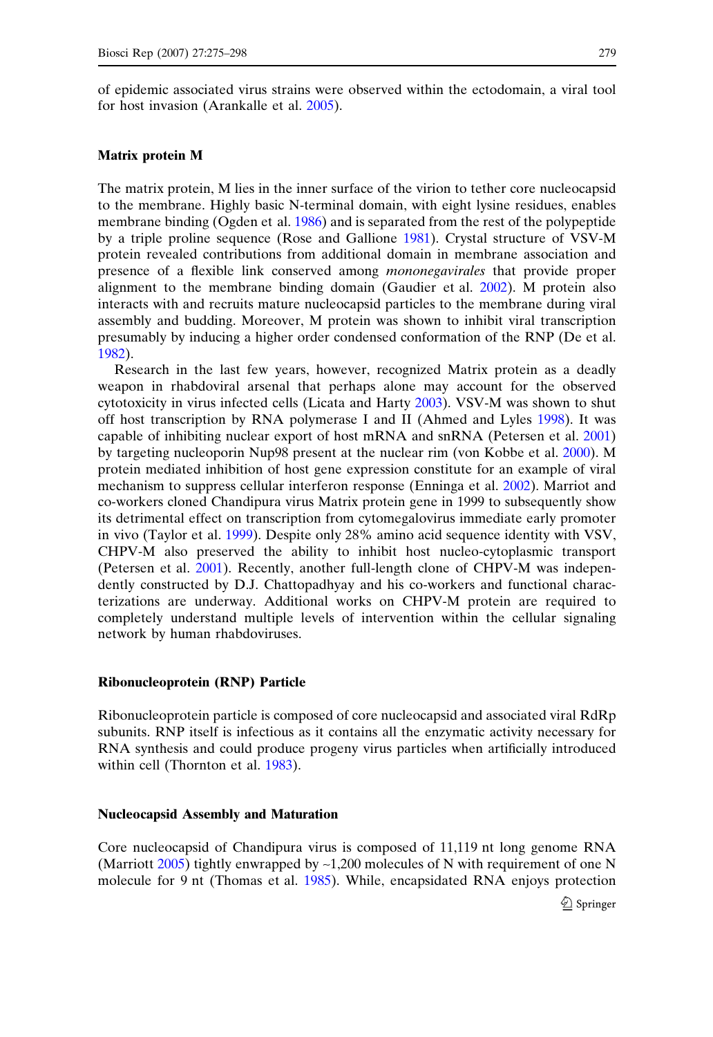of epidemic associated virus strains were observed within the ectodomain, a viral tool for host invasion (Arankalle et al. 2005).

### Matrix protein M

The matrix protein, M lies in the inner surface of the virion to tether core nucleocapsid to the membrane. Highly basic N-terminal domain, with eight lysine residues, enables membrane binding (Ogden et al. 1986) and is separated from the rest of the polypeptide by a triple proline sequence (Rose and Gallione 1981). Crystal structure of VSV-M protein revealed contributions from additional domain in membrane association and presence of a flexible link conserved among *mononegavirales* that provide proper alignment to the membrane binding domain (Gaudier et al. 2002). M protein also interacts with and recruits mature nucleocapsid particles to the membrane during viral assembly and budding. Moreover, M protein was shown to inhibit viral transcription presumably by inducing a higher order condensed conformation of the RNP (De et al. 1982).

Research in the last few years, however, recognized Matrix protein as a deadly weapon in rhabdoviral arsenal that perhaps alone may account for the observed cytotoxicity in virus infected cells (Licata and Harty 2003). VSV-M was shown to shut off host transcription by RNA polymerase I and II (Ahmed and Lyles 1998). It was capable of inhibiting nuclear export of host mRNA and snRNA (Petersen et al. 2001) by targeting nucleoporin Nup98 present at the nuclear rim (von Kobbe et al. 2000). M protein mediated inhibition of host gene expression constitute for an example of viral mechanism to suppress cellular interferon response (Enninga et al. 2002). Marriot and co-workers cloned Chandipura virus Matrix protein gene in 1999 to subsequently show its detrimental effect on transcription from cytomegalovirus immediate early promoter in vivo (Taylor et al. 1999). Despite only 28% amino acid sequence identity with VSV, CHPV-M also preserved the ability to inhibit host nucleo-cytoplasmic transport (Petersen et al. 2001). Recently, another full-length clone of CHPV-M was independently constructed by D.J. Chattopadhyay and his co-workers and functional characterizations are underway. Additional works on CHPV-M protein are required to completely understand multiple levels of intervention within the cellular signaling network by human rhabdoviruses.

### Ribonucleoprotein (RNP) Particle

Ribonucleoprotein particle is composed of core nucleocapsid and associated viral RdRp subunits. RNP itself is infectious as it contains all the enzymatic activity necessary for RNA synthesis and could produce progeny virus particles when artificially introduced within cell (Thornton et al. 1983).

### Nucleocapsid Assembly and Maturation

Core nucleocapsid of Chandipura virus is composed of 11,119 nt long genome RNA (Marriott 2005) tightly enwrapped by ~1,200 molecules of N with requirement of one N molecule for 9 nt (Thomas et al. 1985). While, encapsidated RNA enjoys protection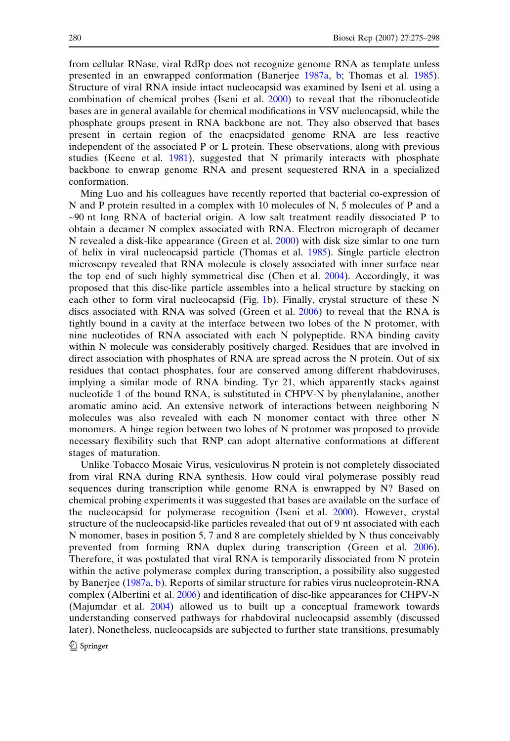from cellular RNase, viral RdRp does not recognize genome RNA as template unless presented in an enwrapped conformation (Banerjee 1987a, b; Thomas et al. 1985). Structure of viral RNA inside intact nucleocapsid was examined by Iseni et al. using a combination of chemical probes (Iseni et al. 2000) to reveal that the ribonucleotide bases are in general available for chemical modifications in VSV nucleocapsid, while the phosphate groups present in RNA backbone are not. They also observed that bases present in certain region of the enacpsidated genome RNA are less reactive independent of the associated P or L protein. These observations, along with previous studies (Keene et al. 1981), suggested that N primarily interacts with phosphate backbone to enwrap genome RNA and present sequestered RNA in a specialized conformation.

Ming Luo and his colleagues have recently reported that bacterial co-expression of N and P protein resulted in a complex with 10 molecules of N, 5 molecules of P and a ~90 nt long RNA of bacterial origin. A low salt treatment readily dissociated P to obtain a decamer N complex associated with RNA. Electron micrograph of decamer N revealed a disk-like appearance (Green et al. 2000) with disk size simlar to one turn of helix in viral nucleocapsid particle (Thomas et al. 1985). Single particle electron microscopy revealed that RNA molecule is closely associated with inner surface near the top end of such highly symmetrical disc (Chen et al. 2004). Accordingly, it was proposed that this disc-like particle assembles into a helical structure by stacking on each other to form viral nucleocapsid (Fig. 1b). Finally, crystal structure of these N discs associated with RNA was solved (Green et al. 2006) to reveal that the RNA is tightly bound in a cavity at the interface between two lobes of the N protomer, with nine nucleotides of RNA associated with each N polypeptide. RNA binding cavity within N molecule was considerably positively charged. Residues that are involved in direct association with phosphates of RNA are spread across the N protein. Out of six residues that contact phosphates, four are conserved among different rhabdoviruses, implying a similar mode of RNA binding. Tyr 21, which apparently stacks against nucleotide 1 of the bound RNA, is substituted in CHPV-N by phenylalanine, another aromatic amino acid. An extensive network of interactions between neighboring N molecules was also revealed with each N monomer contact with three other N monomers. A hinge region between two lobes of N protomer was proposed to provide necessary flexibility such that RNP can adopt alternative conformations at different stages of maturation.

Unlike Tobacco Mosaic Virus, vesiculovirus N protein is not completely dissociated from viral RNA during RNA synthesis. How could viral polymerase possibly read sequences during transcription while genome RNA is enwrapped by N? Based on chemical probing experiments it was suggested that bases are available on the surface of the nucleocapsid for polymerase recognition (Iseni et al. 2000). However, crystal structure of the nucleocapsid-like particles revealed that out of 9 nt associated with each N monomer, bases in position 5, 7 and 8 are completely shielded by N thus conceivably prevented from forming RNA duplex during transcription (Green et al. 2006). Therefore, it was postulated that viral RNA is temporarily dissociated from N protein within the active polymerase complex during transcription, a possibility also suggested by Banerjee (1987a, b). Reports of similar structure for rabies virus nucleoprotein-RNA complex (Albertini et al. 2006) and identification of disc-like appearances for CHPV-N (Majumdar et al. 2004) allowed us to built up a conceptual framework towards understanding conserved pathways for rhabdoviral nucleocapsid assembly (discussed later). Nonetheless, nucleocapsids are subjected to further state transitions, presumably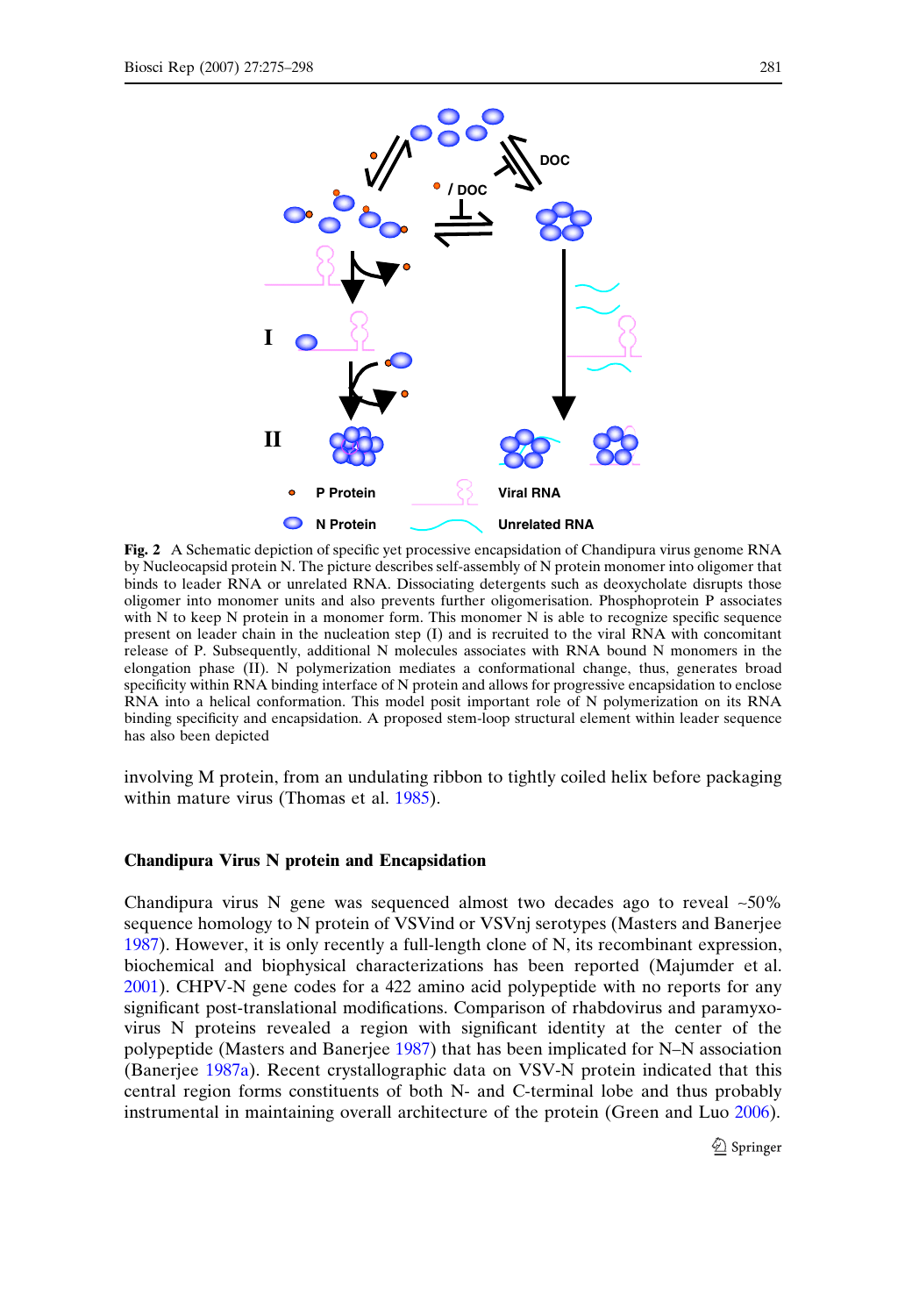**Fig. 2** A Schematic depiction of specific yet processive encapsidation of Chandipura virus genome RNA by Nucleocapsid protein N. The picture describes self-assembly of N protein monomer into oligomer that binds to leader RNA or unrelated RNA. Dissociating detergents such as deoxycholate disrupts those oligomer into monomer units and also prevents further oligomerisation. Phosphoprotein P associates with N to keep N protein in a monomer form. This monomer N is able to recognize specific sequence present on leader chain in the nucleation step (I) and is recruited to the viral RNA with concomitant release of P. Subsequently, additional N molecules associates with RNA bound N monomers in the elongation phase (II). N polymerization mediates a conformational change, thus, generates broad specificity within RNA binding interface of N protein and allows for progressive encapsidation to enclose RNA into a helical conformation. This model posit important role of N polymerization on its RNA binding specificity and encapsidation. A proposed stem-loop structural element within leader sequence has also been depicted

involving M protein, from an undulating ribbon to tightly coiled helix before packaging within mature virus (Thomas et al. 1985).

### Chandipura Virus N protein and Encapsidation

Chandipura virus N gene was sequenced almost two decades ago to reveal ~50% sequence homology to N protein of VSVind or VSVnj serotypes (Masters and Banerjee 1987). However, it is only recently a full-length clone of N, its recombinant expression, biochemical and biophysical characterizations has been reported (Majumder et al. 2001). CHPV-N gene codes for a 422 amino acid polypeptide with no reports for any significant post-translational modifications. Comparison of rhabdovirus and paramyxovirus N proteins revealed a region with significant identity at the center of the polypeptide (Masters and Banerjee 1987) that has been implicated for N–N association (Banerjee 1987a). Recent crystallographic data on VSV-N protein indicated that this central region forms constituents of both N- and C-terminal lobe and thus probably instrumental in maintaining overall architecture of the protein (Green and Luo 2006).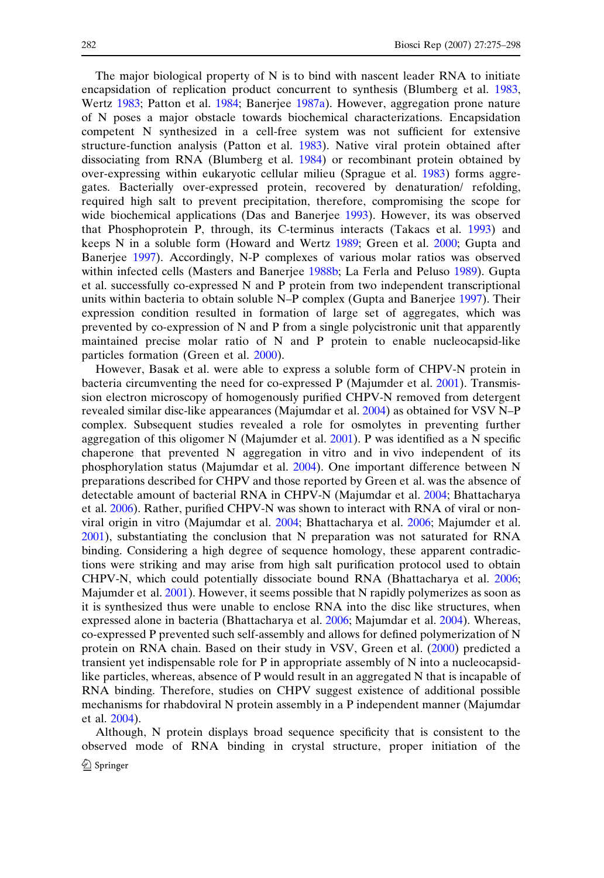The major biological property of N is to bind with nascent leader RNA to initiate encapsidation of replication product concurrent to synthesis (Blumberg et al. 1983, Wertz 1983; Patton et al. 1984; Banerjee 1987a). However, aggregation prone nature of N poses a major obstacle towards biochemical characterizations. Encapsidation competent N synthesized in a cell-free system was not sufficient for extensive structure-function analysis (Patton et al. 1983). Native viral protein obtained after dissociating from RNA (Blumberg et al. 1984) or recombinant protein obtained by over-expressing within eukaryotic cellular milieu (Sprague et al. 1983) forms aggregates. Bacterially over-expressed protein, recovered by denaturation/ refolding, required high salt to prevent precipitation, therefore, compromising the scope for wide biochemical applications (Das and Banerjee 1993). However, its was observed that Phosphoprotein P, through, its C-terminus interacts (Takacs et al. 1993) and keeps N in a soluble form (Howard and Wertz 1989; Green et al. 2000; Gupta and Banerjee 1997). Accordingly, N-P complexes of various molar ratios was observed within infected cells (Masters and Banerjee 1988b; La Ferla and Peluso 1989). Gupta et al. successfully co-expressed N and P protein from two independent transcriptional units within bacteria to obtain soluble N–P complex (Gupta and Banerjee 1997). Their expression condition resulted in formation of large set of aggregates, which was prevented by co-expression of N and P from a single polycistronic unit that apparently maintained precise molar ratio of N and P protein to enable nucleocapsid-like particles formation (Green et al. 2000).

However, Basak et al. were able to express a soluble form of CHPV-N protein in bacteria circumventing the need for co-expressed P (Majumder et al. 2001). Transmission electron microscopy of homogenously purified CHPV-N removed from detergent revealed similar disc-like appearances (Majumdar et al. 2004) as obtained for VSV N–P complex. Subsequent studies revealed a role for osmolytes in preventing further aggregation of this oligomer N (Majumder et al. 2001). P was identified as a N specific chaperone that prevented N aggregation in vitro and in vivo independent of its phosphorylation status (Majumdar et al. 2004). One important difference between N preparations described for CHPV and those reported by Green et al. was the absence of detectable amount of bacterial RNA in CHPV-N (Majumdar et al. 2004; Bhattacharya et al. 2006). Rather, purified CHPV-N was shown to interact with RNA of viral or non-viral origin in vitro (Majumdar et al. 2004; Bhattacharya et al. 2006; Majumder et al. 2001), substantiating the conclusion that N preparation was not saturated for RNA binding. Considering a high degree of sequence homology, these apparent contradictions were striking and may arise from high salt purification protocol used to obtain CHPV-N, which could potentially dissociate bound RNA (Bhattacharya et al. 2006; Majumder et al. 2001). However, it seems possible that N rapidly polymerizes as soon as it is synthesized thus were unable to enclose RNA into the disc like structures, when expressed alone in bacteria (Bhattacharya et al. 2006; Majumdar et al. 2004). Whereas, co-expressed P prevented such self-assembly and allows for defined polymerization of N protein on RNA chain. Based on their study in VSV, Green et al. (2000) predicted a transient yet indispensable role for P in appropriate assembly of N into a nucleocapsid-like particles, whereas, absence of P would result in an aggregated N that is incapable of RNA binding. Therefore, studies on CHPV suggest existence of additional possible mechanisms for rhabdoviral N protein assembly in a P independent manner (Majumdar et al. 2004).

Although, N protein displays broad sequence specificity that is consistent to the observed mode of RNA binding in crystal structure, proper initiation of the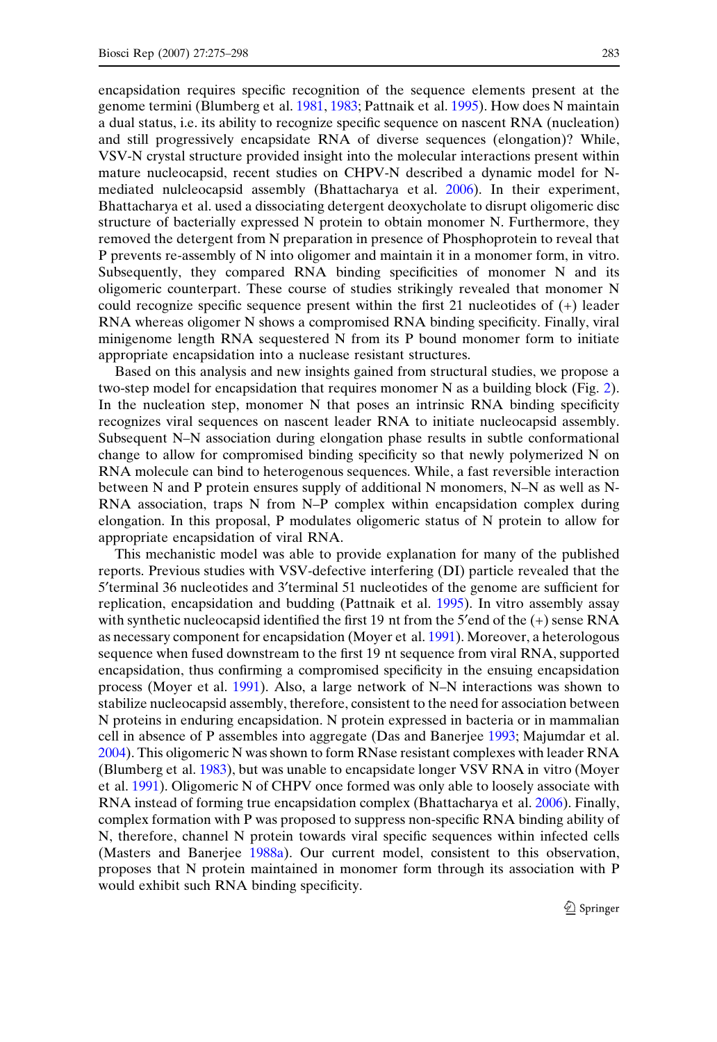encapsidation requires specific recognition of the sequence elements present at the genome termini (Blumberg et al. 1981, 1983; Pattnaik et al. 1995). How does N maintain a dual status, i.e. its ability to recognize specific sequence on nascent RNA (nucleation) and still progressively encapsidate RNA of diverse sequences (elongation)? While, VSV-N crystal structure provided insight into the molecular interactions present within mature nucleocapsid, recent studies on CHPV-N described a dynamic model for N-mediated nulcleocapsid assembly (Bhattacharya et al. 2006). In their experiment, Bhattacharya et al. used a dissociating detergent deoxycholate to disrupt oligomeric disc structure of bacterially expressed N protein to obtain monomer N. Furthermore, they removed the detergent from N preparation in presence of Phosphoprotein to reveal that P prevents re-assembly of N into oligomer and maintain it in a monomer form, in vitro. Subsequently, they compared RNA binding specificities of monomer N and its oligomeric counterpart. These course of studies strikingly revealed that monomer N could recognize specific sequence present within the first 21 nucleotides of (+) leader RNA whereas oligomer N shows a compromised RNA binding specificity. Finally, viral minigenome length RNA sequestered N from its P bound monomer form to initiate appropriate encapsidation into a nuclease resistant structures.

Based on this analysis and new insights gained from structural studies, we propose a two-step model for encapsidation that requires monomer N as a building block (Fig. 2). In the nucleation step, monomer N that poses an intrinsic RNA binding specificity recognizes viral sequences on nascent leader RNA to initiate nucleocapsid assembly. Subsequent N–N association during elongation phase results in subtle conformational change to allow for compromised binding specificity so that newly polymerized N on RNA molecule can bind to heterogenous sequences. While, a fast reversible interaction between N and P protein ensures supply of additional N monomers, N–N as well as N-RNA association, traps N from N–P complex within encapsidation complex during elongation. In this proposal, P modulates oligomeric status of N protein to allow for appropriate encapsidation of viral RNA.

This mechanistic model was able to provide explanation for many of the published reports. Previous studies with VSV-defective interfering (DI) particle revealed that the 5′terminal 36 nucleotides and 3′terminal 51 nucleotides of the genome are sufficient for replication, encapsidation and budding (Pattnaik et al. 1995). In vitro assembly assay with synthetic nucleocapsid identified the first 19 nt from the 5′end of the (+) sense RNA as necessary component for encapsidation (Moyer et al. 1991). Moreover, a heterologous sequence when fused downstream to the first 19 nt sequence from viral RNA, supported encapsidation, thus confirming a compromised specificity in the ensuing encapsidation process (Moyer et al. 1991). Also, a large network of N–N interactions was shown to stabilize nucleocapsid assembly, therefore, consistent to the need for association between N proteins in enduring encapsidation. N protein expressed in bacteria or in mammalian cell in absence of P assembles into aggregate (Das and Banerjee 1993; Majumdar et al. 2004). This oligomeric N was shown to form RNase resistant complexes with leader RNA (Blumberg et al. 1983), but was unable to encapsidate longer VSV RNA in vitro (Moyer et al. 1991). Oligomeric N of CHPV once formed was only able to loosely associate with RNA instead of forming true encapsidation complex (Bhattacharya et al. 2006). Finally, complex formation with P was proposed to suppress non-specific RNA binding ability of N, therefore, channel N protein towards viral specific sequences within infected cells (Masters and Banerjee 1988a). Our current model, consistent to this observation, proposes that N protein maintained in monomer form through its association with P would exhibit such RNA binding specificity.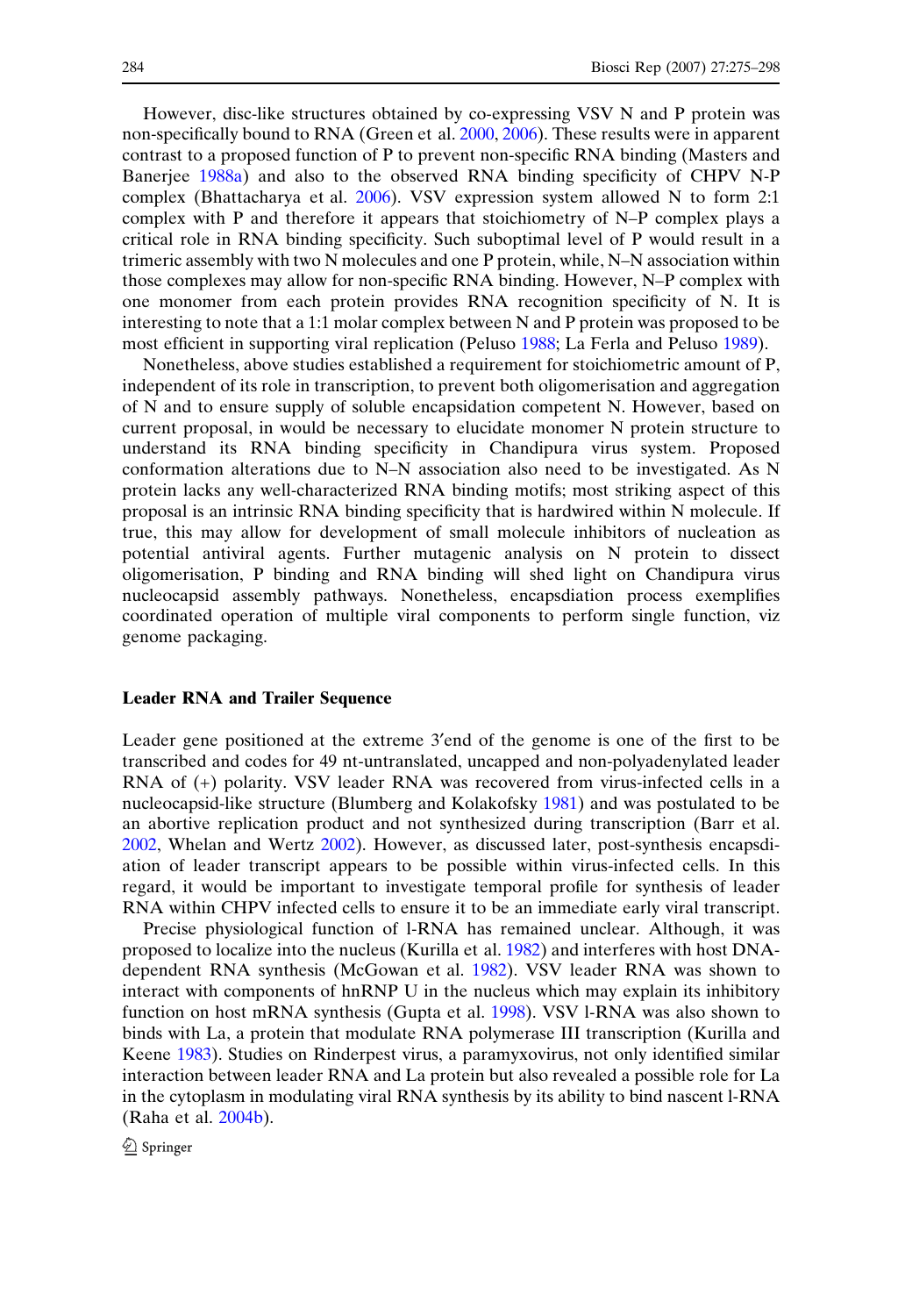However, disc-like structures obtained by co-expressing VSV N and P protein was non-specifically bound to RNA (Green et al. 2000, 2006). These results were in apparent contrast to a proposed function of P to prevent non-specific RNA binding (Masters and Banerjee 1988a) and also to the observed RNA binding specificity of CHPV N-P complex (Bhattacharya et al. 2006). VSV expression system allowed N to form 2:1 complex with P and therefore it appears that stoichiometry of N–P complex plays a critical role in RNA binding specificity. Such suboptimal level of P would result in a trimeric assembly with two N molecules and one P protein, while, N–N association within those complexes may allow for non-specific RNA binding. However, N–P complex with one monomer from each protein provides RNA recognition specificity of N. It is interesting to note that a 1:1 molar complex between N and P protein was proposed to be most efficient in supporting viral replication (Peluso 1988; La Ferla and Peluso 1989).

Nonetheless, above studies established a requirement for stoichiometric amount of P, independent of its role in transcription, to prevent both oligomerisation and aggregation of N and to ensure supply of soluble encapsidation competent N. However, based on current proposal, in would be necessary to elucidate monomer N protein structure to understand its RNA binding specificity in Chandipura virus system. Proposed conformation alterations due to N–N association also need to be investigated. As N protein lacks any well-characterized RNA binding motifs; most striking aspect of this proposal is an intrinsic RNA binding specificity that is hardwired within N molecule. If true, this may allow for development of small molecule inhibitors of nucleation as potential antiviral agents. Further mutagenic analysis on N protein to dissect oligomerisation, P binding and RNA binding will shed light on Chandipura virus nucleocapsid assembly pathways. Nonetheless, encapsdiation process exemplifies coordinated operation of multiple viral components to perform single function, viz genome packaging.

### Leader RNA and Trailer Sequence

Leader gene positioned at the extreme 3′end of the genome is one of the first to be transcribed and codes for 49 nt-untranslated, uncapped and non-polyadenylated leader RNA of (+) polarity. VSV leader RNA was recovered from virus-infected cells in a nucleocapsid-like structure (Blumberg and Kolakofsky 1981) and was postulated to be an abortive replication product and not synthesized during transcription (Barr et al. 2002, Whelan and Wertz 2002). However, as discussed later, post-synthesis encapsdiation of leader transcript appears to be possible within virus-infected cells. In this regard, it would be important to investigate temporal profile for synthesis of leader RNA within CHPV infected cells to ensure it to be an immediate early viral transcript.

Precise physiological function of l-RNA has remained unclear. Although, it was proposed to localize into the nucleus (Kurilla et al. 1982) and interferes with host DNA-dependent RNA synthesis (McGowan et al. 1982). VSV leader RNA was shown to interact with components of hnRNP U in the nucleus which may explain its inhibitory function on host mRNA synthesis (Gupta et al. 1998). VSV l-RNA was also shown to binds with La, a protein that modulate RNA polymerase III transcription (Kurilla and Keene 1983). Studies on Rinderpest virus, a paramyxovirus, not only identified similar interaction between leader RNA and La protein but also revealed a possible role for La in the cytoplasm in modulating viral RNA synthesis by its ability to bind nascent l-RNA (Raha et al. 2004b).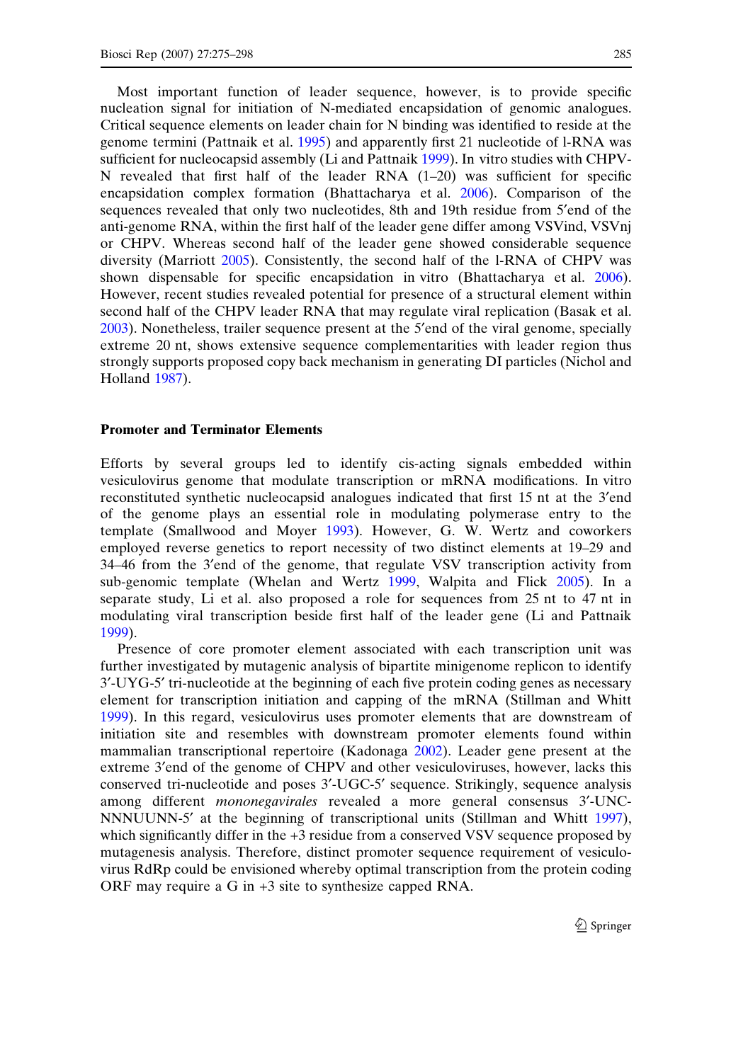Most important function of leader sequence, however, is to provide specific nucleation signal for initiation of N-mediated encapsidation of genomic analogues. Critical sequence elements on leader chain for N binding was identified to reside at the genome termini (Pattnaik et al. 1995) and apparently first 21 nucleotide of l-RNA was sufficient for nucleocapsid assembly (Li and Pattnaik 1999). In vitro studies with CHPV-N revealed that first half of the leader RNA (1–20) was sufficient for specific encapsidation complex formation (Bhattacharya et al. 2006). Comparison of the sequences revealed that only two nucleotides, 8th and 19th residue from 5′end of the anti-genome RNA, within the first half of the leader gene differ among VSVind, VSVnj or CHPV. Whereas second half of the leader gene showed considerable sequence diversity (Marriott 2005). Consistently, the second half of the l-RNA of CHPV was shown dispensable for specific encapsidation in vitro (Bhattacharya et al. 2006). However, recent studies revealed potential for presence of a structural element within second half of the CHPV leader RNA that may regulate viral replication (Basak et al. 2003). Nonetheless, trailer sequence present at the 5′end of the viral genome, specially extreme 20 nt, shows extensive sequence complementarities with leader region thus strongly supports proposed copy back mechanism in generating DI particles (Nichol and Holland 1987).

### Promoter and Terminator Elements

Efforts by several groups led to identify cis-acting signals embedded within vesiculovirus genome that modulate transcription or mRNA modifications. In vitro reconstituted synthetic nucleocapsid analogues indicated that first 15 nt at the 3′end of the genome plays an essential role in modulating polymerase entry to the template (Smallwood and Moyer 1993). However, G. W. Wertz and coworkers employed reverse genetics to report necessity of two distinct elements at 19–29 and 34–46 from the 3′end of the genome, that regulate VSV transcription activity from sub-genomic template (Whelan and Wertz 1999, Walpita and Flick 2005). In a separate study, Li et al. also proposed a role for sequences from 25 nt to 47 nt in modulating viral transcription beside first half of the leader gene (Li and Pattnaik 1999).

Presence of core promoter element associated with each transcription unit was further investigated by mutagenic analysis of bipartite minigenome replicon to identify 3′-UYG-5′ tri-nucleotide at the beginning of each five protein coding genes as necessary element for transcription initiation and capping of the mRNA (Stillman and Whitt 1999). In this regard, vesiculovirus uses promoter elements that are downstream of initiation site and resembles with downstream promoter elements found within mammalian transcriptional repertoire (Kadonaga 2002). Leader gene present at the extreme 3′end of the genome of CHPV and other vesiculoviruses, however, lacks this conserved tri-nucleotide and poses 3′-UGC-5′ sequence. Strikingly, sequence analysis among different *mononegavirales* revealed a more general consensus 3′-UNC-NNNUUNN-5′ at the beginning of transcriptional units (Stillman and Whitt 1997), which significantly differ in the +3 residue from a conserved VSV sequence proposed by mutagenesis analysis. Therefore, distinct promoter sequence requirement of vesiculovirus RdRp could be envisioned whereby optimal transcription from the protein coding ORF may require a G in +3 site to synthesize capped RNA.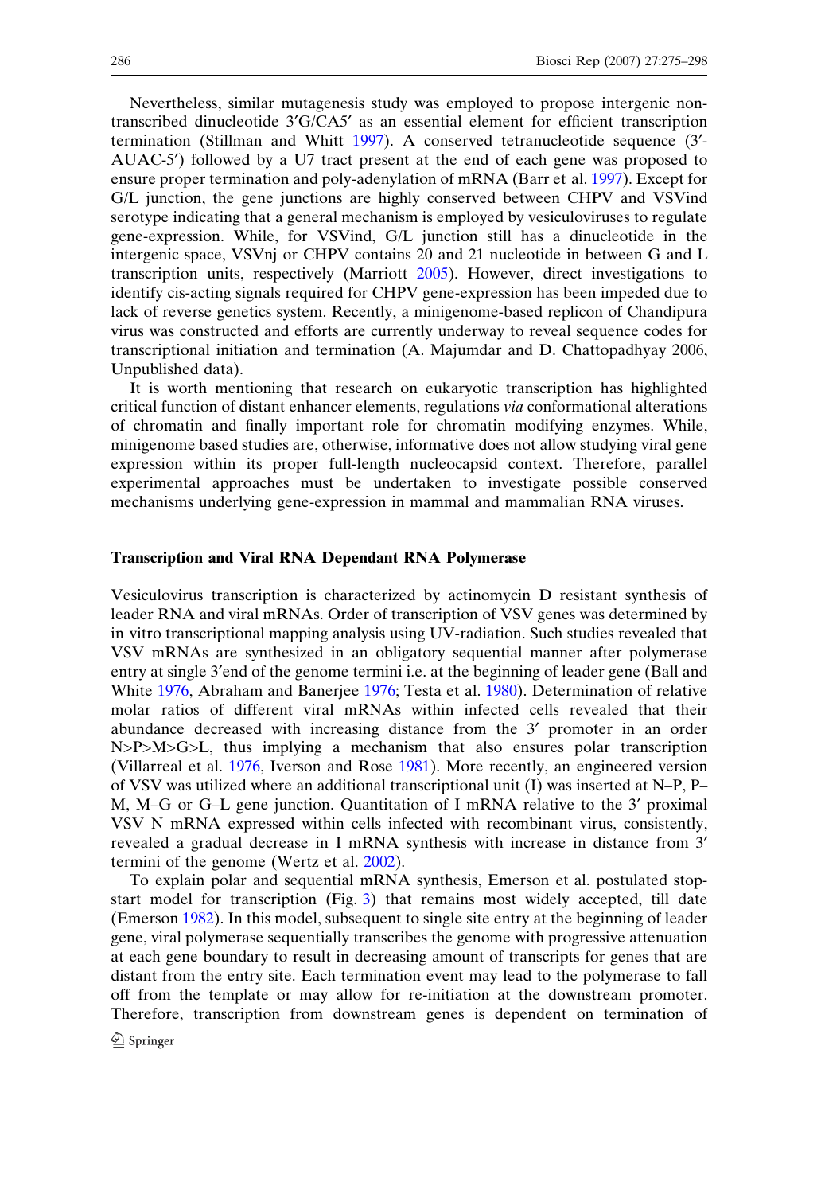Nevertheless, similar mutagenesis study was employed to propose intergenic non-transcribed dinucleotide 3′G/CA5′ as an essential element for efficient transcription termination (Stillman and Whitt 1997). A conserved tetranucleotide sequence (3′-AUAC-5′) followed by a U7 tract present at the end of each gene was proposed to ensure proper termination and poly-adenylation of mRNA (Barr et al. 1997). Except for G/L junction, the gene junctions are highly conserved between CHPV and VSVind serotype indicating that a general mechanism is employed by vesiculoviruses to regulate gene-expression. While, for VSVind, G/L junction still has a dinucleotide in the intergenic space, VSVnj or CHPV contains 20 and 21 nucleotide in between G and L transcription units, respectively (Marriott 2005). However, direct investigations to identify cis-acting signals required for CHPV gene-expression has been impeded due to lack of reverse genetics system. Recently, a minigenome-based replicon of Chandipura virus was constructed and efforts are currently underway to reveal sequence codes for transcriptional initiation and termination (A. Majumdar and D. Chattopadhyay 2006, Unpublished data).

It is worth mentioning that research on eukaryotic transcription has highlighted critical function of distant enhancer elements, regulations *via* conformational alterations of chromatin and finally important role for chromatin modifying enzymes. While, minigenome based studies are, otherwise, informative does not allow studying viral gene expression within its proper full-length nucleocapsid context. Therefore, parallel experimental approaches must be undertaken to investigate possible conserved mechanisms underlying gene-expression in mammal and mammalian RNA viruses.

### Transcription and Viral RNA Dependant RNA Polymerase

Vesiculovirus transcription is characterized by actinomycin D resistant synthesis of leader RNA and viral mRNAs. Order of transcription of VSV genes was determined by in vitro transcriptional mapping analysis using UV-radiation. Such studies revealed that VSV mRNAs are synthesized in an obligatory sequential manner after polymerase entry at single 3′end of the genome termini i.e. at the beginning of leader gene (Ball and White 1976, Abraham and Banerjee 1976; Testa et al. 1980). Determination of relative molar ratios of different viral mRNAs within infected cells revealed that their abundance decreased with increasing distance from the 3′ promoter in an order N>P>M>G>L, thus implying a mechanism that also ensures polar transcription (Villarreal et al. 1976, Iverson and Rose 1981). More recently, an engineered version of VSV was utilized where an additional transcriptional unit (I) was inserted at N–P, P–M, M–G or G–L gene junction. Quantitation of I mRNA relative to the 3′ proximal VSV N mRNA expressed within cells infected with recombinant virus, consistently, revealed a gradual decrease in I mRNA synthesis with increase in distance from 3′ termini of the genome (Wertz et al. 2002).

To explain polar and sequential mRNA synthesis, Emerson et al. postulated stop-start model for transcription (Fig. 3) that remains most widely accepted, till date (Emerson 1982). In this model, subsequent to single site entry at the beginning of leader gene, viral polymerase sequentially transcribes the genome with progressive attenuation at each gene boundary to result in decreasing amount of transcripts for genes that are distant from the entry site. Each termination event may lead to the polymerase to fall off from the template or may allow for re-initiation at the downstream promoter. Therefore, transcription from downstream genes is dependent on termination of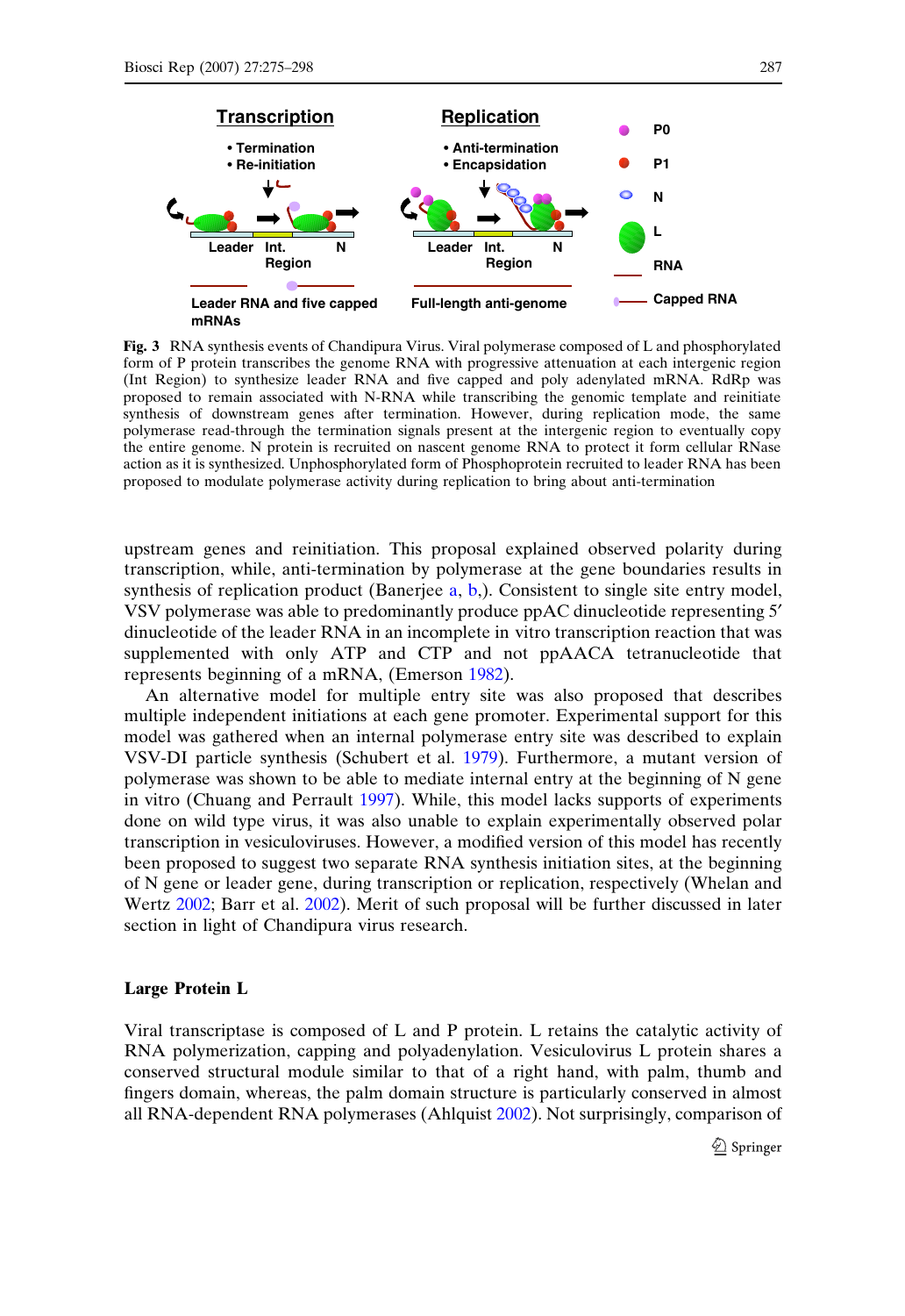**Fig. 3** RNA synthesis events of Chandipura Virus. Viral polymerase composed of L and phosphorylated form of P protein transcribes the genome RNA with progressive attenuation at each intergenic region (Int Region) to synthesize leader RNA and five capped and poly adenylated mRNA. RdRp was proposed to remain associated with N-RNA while transcribing the genomic template and reinitiate synthesis of downstream genes after termination. However, during replication mode, the same polymerase read-through the termination signals present at the intergenic region to eventually copy the entire genome. N protein is recruited on nascent genome RNA to protect it form cellular RNase action as it is synthesized. Unphosphorylated form of Phosphoprotein recruited to leader RNA has been proposed to modulate polymerase activity during replication to bring about anti-termination

upstream genes and reinitiation. This proposal explained observed polarity during transcription, while, anti-termination by polymerase at the gene boundaries results in synthesis of replication product (Banerjee a, b,). Consistent to single site entry model, VSV polymerase was able to predominantly produce ppAC dinucleotide representing 5′ dinucleotide of the leader RNA in an incomplete in vitro transcription reaction that was supplemented with only ATP and CTP and not ppAACA tetranucleotide that represents beginning of a mRNA, (Emerson 1982).

An alternative model for multiple entry site was also proposed that describes multiple independent initiations at each gene promoter. Experimental support for this model was gathered when an internal polymerase entry site was described to explain VSV-DI particle synthesis (Schubert et al. 1979). Furthermore, a mutant version of polymerase was shown to be able to mediate internal entry at the beginning of N gene in vitro (Chuang and Perrault 1997). While, this model lacks supports of experiments done on wild type virus, it was also unable to explain experimentally observed polar transcription in vesiculoviruses. However, a modified version of this model has recently been proposed to suggest two separate RNA synthesis initiation sites, at the beginning of N gene or leader gene, during transcription or replication, respectively (Whelan and Wertz 2002; Barr et al. 2002). Merit of such proposal will be further discussed in later section in light of Chandipura virus research.

## Large Protein L

Viral transcriptase is composed of L and P protein. L retains the catalytic activity of RNA polymerization, capping and polyadenylation. Vesiculovirus L protein shares a conserved structural module similar to that of a right hand, with palm, thumb and fingers domain, whereas, the palm domain structure is particularly conserved in almost all RNA-dependent RNA polymerases (Ahlquist 2002). Not surprisingly, comparison of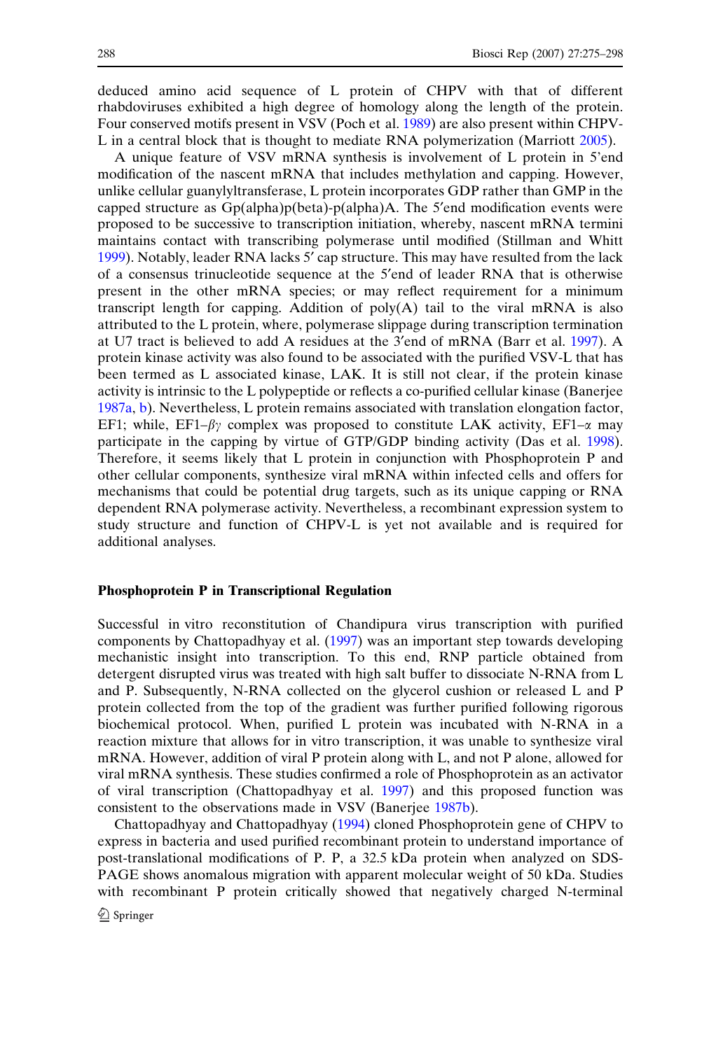deduced amino acid sequence of L protein of CHPV with that of different rhabdoviruses exhibited a high degree of homology along the length of the protein. Four conserved motifs present in VSV (Poch et al. 1989) are also present within CHPV-L in a central block that is thought to mediate RNA polymerization (Marriott 2005).

A unique feature of VSV mRNA synthesis is involvement of L protein in 5'end modification of the nascent mRNA that includes methylation and capping. However, unlike cellular guanylyltransferase, L protein incorporates GDP rather than GMP in the capped structure as Gp(alpha)p(beta)-p(alpha)A. The 5′end modification events were proposed to be successive to transcription initiation, whereby, nascent mRNA termini maintains contact with transcribing polymerase until modified (Stillman and Whitt 1999). Notably, leader RNA lacks 5′ cap structure. This may have resulted from the lack of a consensus trinucleotide sequence at the 5′end of leader RNA that is otherwise present in the other mRNA species; or may reflect requirement for a minimum transcript length for capping. Addition of poly(A) tail to the viral mRNA is also attributed to the L protein, where, polymerase slippage during transcription termination at U7 tract is believed to add A residues at the 3′end of mRNA (Barr et al. 1997). A protein kinase activity was also found to be associated with the purified VSV-L that has been termed as L associated kinase, LAK. It is still not clear, if the protein kinase activity is intrinsic to the L polypeptide or reflects a co-purified cellular kinase (Banerjee 1987a, b). Nevertheless, L protein remains associated with translation elongation factor, EF1; while, EF1–$\beta\gamma$ complex was proposed to constitute LAK activity, EF1–$\alpha$ may participate in the capping by virtue of GTP/GDP binding activity (Das et al. 1998). Therefore, it seems likely that L protein in conjunction with Phosphoprotein P and other cellular components, synthesize viral mRNA within infected cells and offers for mechanisms that could be potential drug targets, such as its unique capping or RNA dependent RNA polymerase activity. Nevertheless, a recombinant expression system to study structure and function of CHPV-L is yet not available and is required for additional analyses.

### Phosphoprotein P in Transcriptional Regulation

Successful in vitro reconstitution of Chandipura virus transcription with purified components by Chattopadhyay et al. (1997) was an important step towards developing mechanistic insight into transcription. To this end, RNP particle obtained from detergent disrupted virus was treated with high salt buffer to dissociate N-RNA from L and P. Subsequently, N-RNA collected on the glycerol cushion or released L and P protein collected from the top of the gradient was further purified following rigorous biochemical protocol. When, purified L protein was incubated with N-RNA in a reaction mixture that allows for in vitro transcription, it was unable to synthesize viral mRNA. However, addition of viral P protein along with L, and not P alone, allowed for viral mRNA synthesis. These studies confirmed a role of Phosphoprotein as an activator of viral transcription (Chattopadhyay et al. 1997) and this proposed function was consistent to the observations made in VSV (Banerjee 1987b).

Chattopadhyay and Chattopadhyay (1994) cloned Phosphoprotein gene of CHPV to express in bacteria and used purified recombinant protein to understand importance of post-translational modifications of P. P, a 32.5 kDa protein when analyzed on SDS-PAGE shows anomalous migration with apparent molecular weight of 50 kDa. Studies with recombinant P protein critically showed that negatively charged N-terminal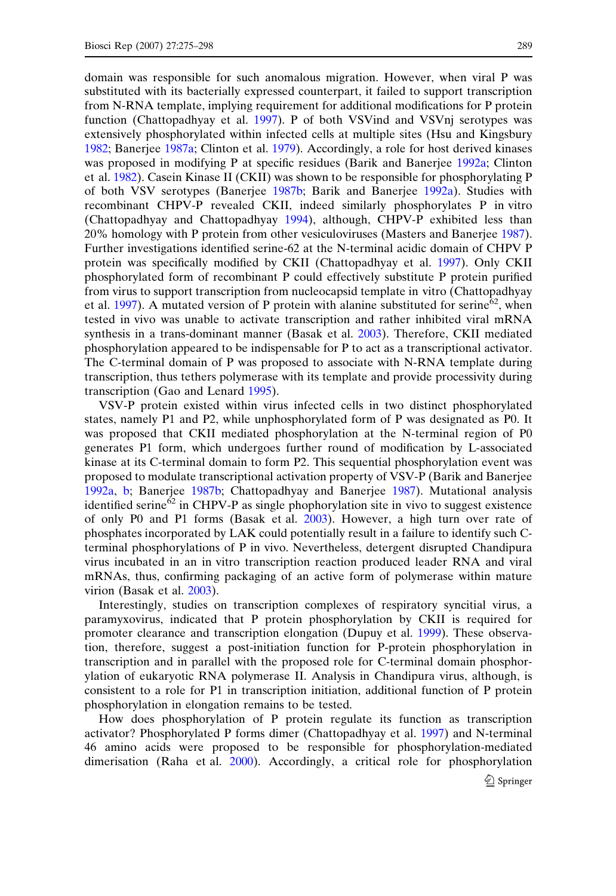domain was responsible for such anomalous migration. However, when viral P was substituted with its bacterially expressed counterpart, it failed to support transcription from N-RNA template, implying requirement for additional modifications for P protein function (Chattopadhyay et al. 1997). P of both VSVind and VSVnj serotypes was extensively phosphorylated within infected cells at multiple sites (Hsu and Kingsbury 1982; Banerjee 1987a; Clinton et al. 1979). Accordingly, a role for host derived kinases was proposed in modifying P at specific residues (Barik and Banerjee 1992a; Clinton et al. 1982). Casein Kinase II (CKII) was shown to be responsible for phosphorylating P of both VSV serotypes (Banerjee 1987b; Barik and Banerjee 1992a). Studies with recombinant CHPV-P revealed CKII, indeed similarly phosphorylates P in vitro (Chattopadhyay and Chattopadhyay 1994), although, CHPV-P exhibited less than 20% homology with P protein from other vesiculoviruses (Masters and Banerjee 1987). Further investigations identified serine-62 at the N-terminal acidic domain of CHPV P protein was specifically modified by CKII (Chattopadhyay et al. 1997). Only CKII phosphorylated form of recombinant P could effectively substitute P protein purified from virus to support transcription from nucleocapsid template in vitro (Chattopadhyay et al. 1997). A mutated version of P protein with alanine substituted for serine[62], when tested in vivo was unable to activate transcription and rather inhibited viral mRNA synthesis in a trans-dominant manner (Basak et al. 2003). Therefore, CKII mediated phosphorylation appeared to be indispensable for P to act as a transcriptional activator. The C-terminal domain of P was proposed to associate with N-RNA template during transcription, thus tethers polymerase with its template and provide processivity during transcription (Gao and Lenard 1995).

VSV-P protein existed within virus infected cells in two distinct phosphorylated states, namely P1 and P2, while unphosphorylated form of P was designated as P0. It was proposed that CKII mediated phosphorylation at the N-terminal region of P0 generates P1 form, which undergoes further round of modification by L-associated kinase at its C-terminal domain to form P2. This sequential phosphorylation event was proposed to modulate transcriptional activation property of VSV-P (Barik and Banerjee 1992a, b; Banerjee 1987b; Chattopadhyay and Banerjee 1987). Mutational analysis identified serine[62] in CHPV-P as single phophorylation site in vivo to suggest existence of only P0 and P1 forms (Basak et al. 2003). However, a high turn over rate of phosphates incorporated by LAK could potentially result in a failure to identify such C-terminal phosphorylations of P in vivo. Nevertheless, detergent disrupted Chandipura virus incubated in an in vitro transcription reaction produced leader RNA and viral mRNAs, thus, confirming packaging of an active form of polymerase within mature virion (Basak et al. 2003).

Interestingly, studies on transcription complexes of respiratory syncitial virus, a paramyxovirus, indicated that P protein phosphorylation by CKII is required for promoter clearance and transcription elongation (Dupuy et al. 1999). These observation, therefore, suggest a post-initiation function for P-protein phosphorylation in transcription and in parallel with the proposed role for C-terminal domain phosphorylation of eukaryotic RNA polymerase II. Analysis in Chandipura virus, although, is consistent to a role for P1 in transcription initiation, additional function of P protein phosphorylation in elongation remains to be tested.

How does phosphorylation of P protein regulate its function as transcription activator? Phosphorylated P forms dimer (Chattopadhyay et al. 1997) and N-terminal 46 amino acids were proposed to be responsible for phosphorylation-mediated dimerisation (Raha et al. 2000). Accordingly, a critical role for phosphorylation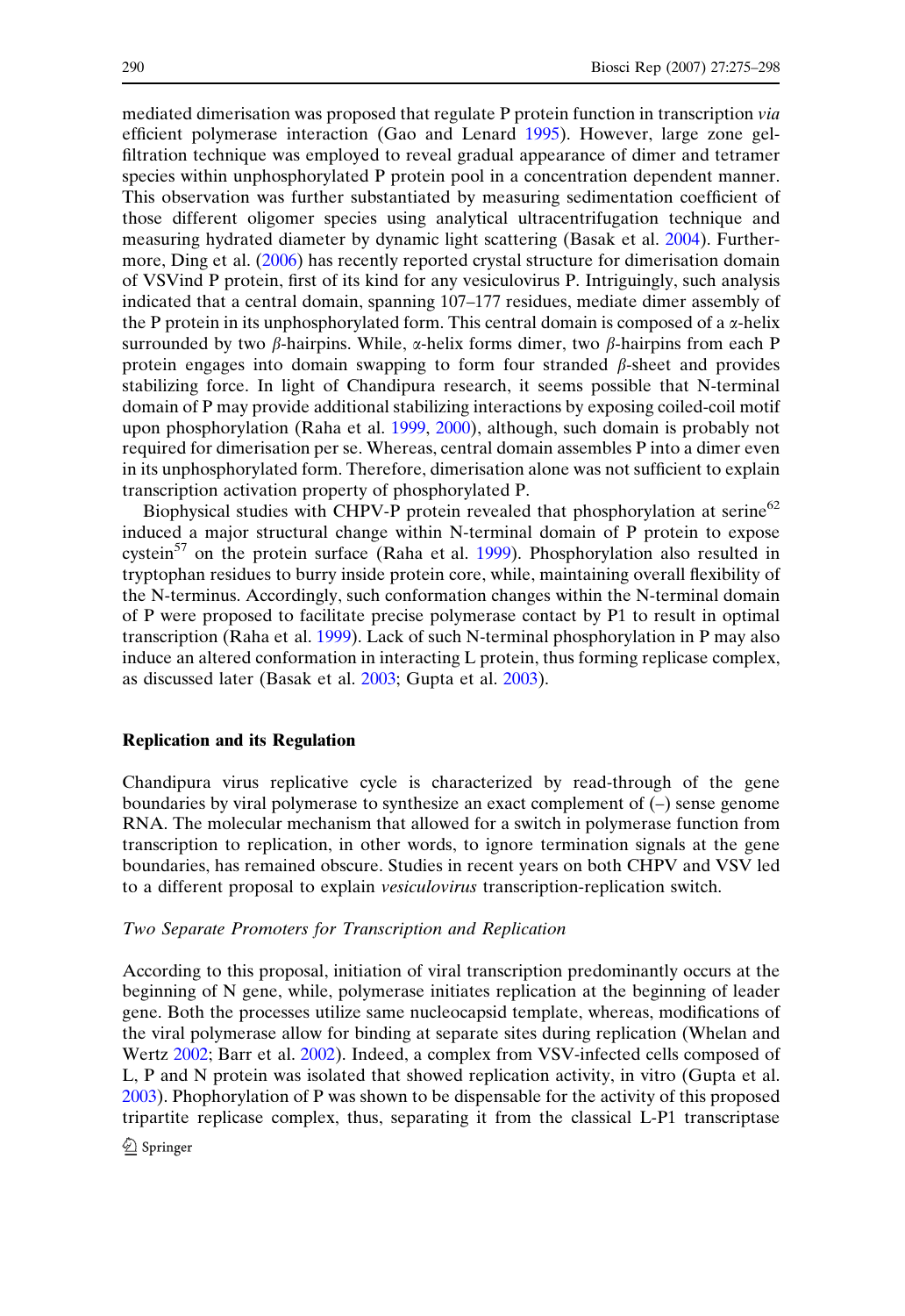mediated dimerisation was proposed that regulate P protein function in transcription *via* efficient polymerase interaction (Gao and Lenard 1995). However, large zone gel-filtration technique was employed to reveal gradual appearance of dimer and tetramer species within unphosphorylated P protein pool in a concentration dependent manner. This observation was further substantiated by measuring sedimentation coefficient of those different oligomer species using analytical ultracentrifugation technique and measuring hydrated diameter by dynamic light scattering (Basak et al. 2004). Furthermore, Ding et al. (2006) has recently reported crystal structure for dimerisation domain of VSVind P protein, first of its kind for any vesiculovirus P. Intriguingly, such analysis indicated that a central domain, spanning 107–177 residues, mediate dimer assembly of the P protein in its unphosphorylated form. This central domain is composed of a $\alpha$-helix surrounded by two $\beta$-hairpins. While, $\alpha$-helix forms dimer, two $\beta$-hairpins from each P protein engages into domain swapping to form four stranded $\beta$-sheet and provides stabilizing force. In light of Chandipura research, it seems possible that N-terminal domain of P may provide additional stabilizing interactions by exposing coiled-coil motif upon phosphorylation (Raha et al. 1999, 2000), although, such domain is probably not required for dimerisation per se. Whereas, central domain assembles P into a dimer even in its unphosphorylated form. Therefore, dimerisation alone was not sufficient to explain transcription activation property of phosphorylated P.

Biophysical studies with CHPV-P protein revealed that phosphorylation at serine[62] induced a major structural change within N-terminal domain of P protein to expose cystein[57] on the protein surface (Raha et al. 1999). Phosphorylation also resulted in tryptophan residues to burry inside protein core, while, maintaining overall flexibility of the N-terminus. Accordingly, such conformation changes within the N-terminal domain of P were proposed to facilitate precise polymerase contact by P1 to result in optimal transcription (Raha et al. 1999). Lack of such N-terminal phosphorylation in P may also induce an altered conformation in interacting L protein, thus forming replicase complex, as discussed later (Basak et al. 2003; Gupta et al. 2003).

## Replication and its Regulation

Chandipura virus replicative cycle is characterized by read-through of the gene boundaries by viral polymerase to synthesize an exact complement of (–) sense genome RNA. The molecular mechanism that allowed for a switch in polymerase function from transcription to replication, in other words, to ignore termination signals at the gene boundaries, has remained obscure. Studies in recent years on both CHPV and VSV led to a different proposal to explain *vesiculovirus* transcription-replication switch.

### *Two Separate Promoters for Transcription and Replication*

According to this proposal, initiation of viral transcription predominantly occurs at the beginning of N gene, while, polymerase initiates replication at the beginning of leader gene. Both the processes utilize same nucleocapsid template, whereas, modifications of the viral polymerase allow for binding at separate sites during replication (Whelan and Wertz 2002; Barr et al. 2002). Indeed, a complex from VSV-infected cells composed of L, P and N protein was isolated that showed replication activity, in vitro (Gupta et al. 2003). Phophorylation of P was shown to be dispensable for the activity of this proposed tripartite replicase complex, thus, separating it from the classical L-P1 transcriptase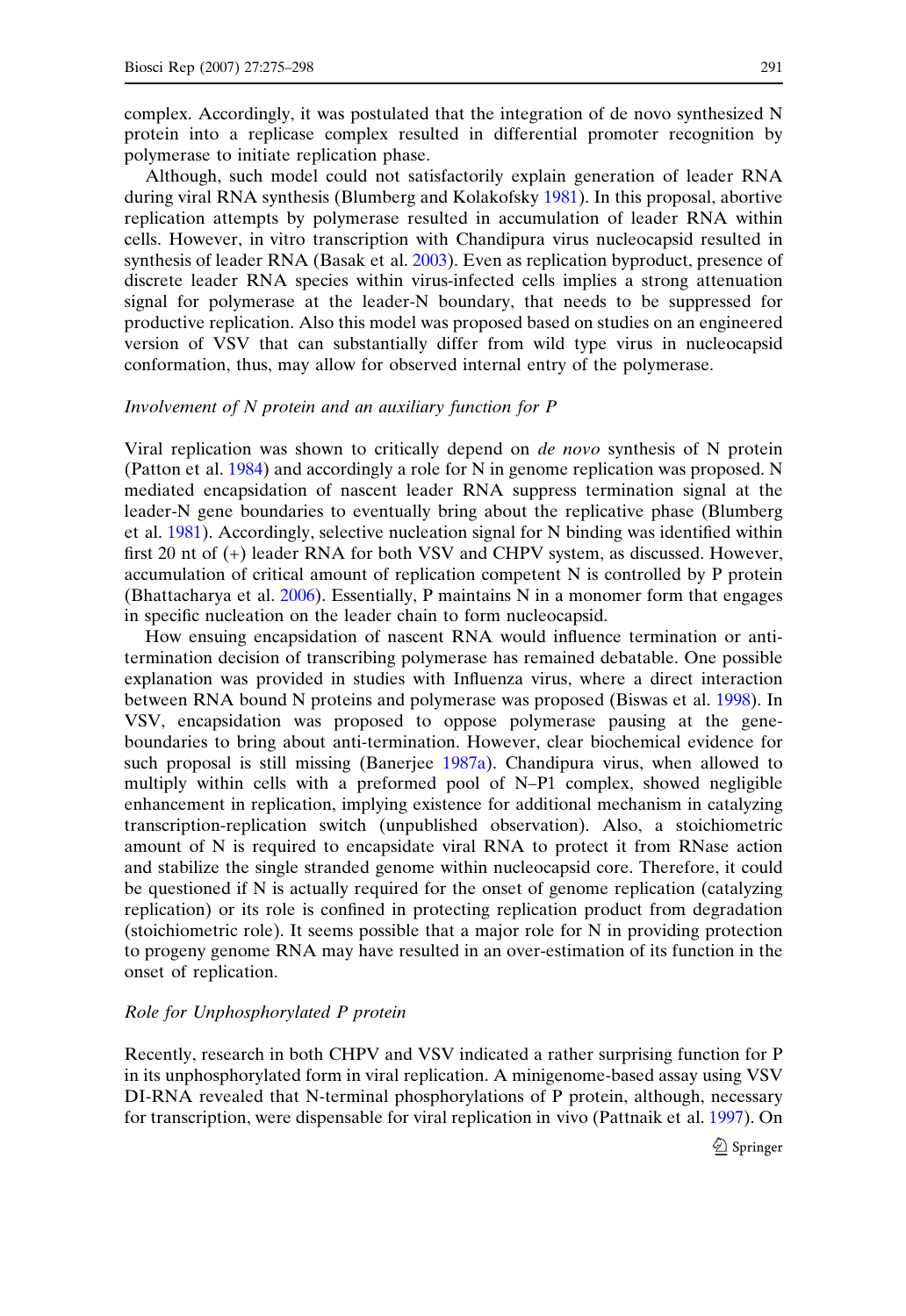complex. Accordingly, it was postulated that the integration of de novo synthesized N protein into a replicase complex resulted in differential promoter recognition by polymerase to initiate replication phase.

Although, such model could not satisfactorily explain generation of leader RNA during viral RNA synthesis (Blumberg and Kolakofsky 1981). In this proposal, abortive replication attempts by polymerase resulted in accumulation of leader RNA within cells. However, in vitro transcription with Chandipura virus nucleocapsid resulted in synthesis of leader RNA (Basak et al. 2003). Even as replication byproduct, presence of discrete leader RNA species within virus-infected cells implies a strong attenuation signal for polymerase at the leader-N boundary, that needs to be suppressed for productive replication. Also this model was proposed based on studies on an engineered version of VSV that can substantially differ from wild type virus in nucleocapsid conformation, thus, may allow for observed internal entry of the polymerase.

### *Involvement of N protein and an auxiliary function for P*

Viral replication was shown to critically depend on *de novo* synthesis of N protein (Patton et al. 1984) and accordingly a role for N in genome replication was proposed. N mediated encapsidation of nascent leader RNA suppress termination signal at the leader-N gene boundaries to eventually bring about the replicative phase (Blumberg et al. 1981). Accordingly, selective nucleation signal for N binding was identified within first 20 nt of (+) leader RNA for both VSV and CHPV system, as discussed. However, accumulation of critical amount of replication competent N is controlled by P protein (Bhattacharya et al. 2006). Essentially, P maintains N in a monomer form that engages in specific nucleation on the leader chain to form nucleocapsid.

How ensuing encapsidation of nascent RNA would influence termination or anti-termination decision of transcribing polymerase has remained debatable. One possible explanation was provided in studies with Influenza virus, where a direct interaction between RNA bound N proteins and polymerase was proposed (Biswas et al. 1998). In VSV, encapsidation was proposed to oppose polymerase pausing at the gene-boundaries to bring about anti-termination. However, clear biochemical evidence for such proposal is still missing (Banerjee 1987a). Chandipura virus, when allowed to multiply within cells with a preformed pool of N–P1 complex, showed negligible enhancement in replication, implying existence for additional mechanism in catalyzing transcription-replication switch (unpublished observation). Also, a stoichiometric amount of N is required to encapsidate viral RNA to protect it from RNase action and stabilize the single stranded genome within nucleocapsid core. Therefore, it could be questioned if N is actually required for the onset of genome replication (catalyzing replication) or its role is confined in protecting replication product from degradation (stoichiometric role). It seems possible that a major role for N in providing protection to progeny genome RNA may have resulted in an over-estimation of its function in the onset of replication.

### *Role for Unphosphorylated P protein*

Recently, research in both CHPV and VSV indicated a rather surprising function for P in its unphosphorylated form in viral replication. A minigenome-based assay using VSV DI-RNA revealed that N-terminal phosphorylations of P protein, although, necessary for transcription, were dispensable for viral replication in vivo (Pattnaik et al. 1997). On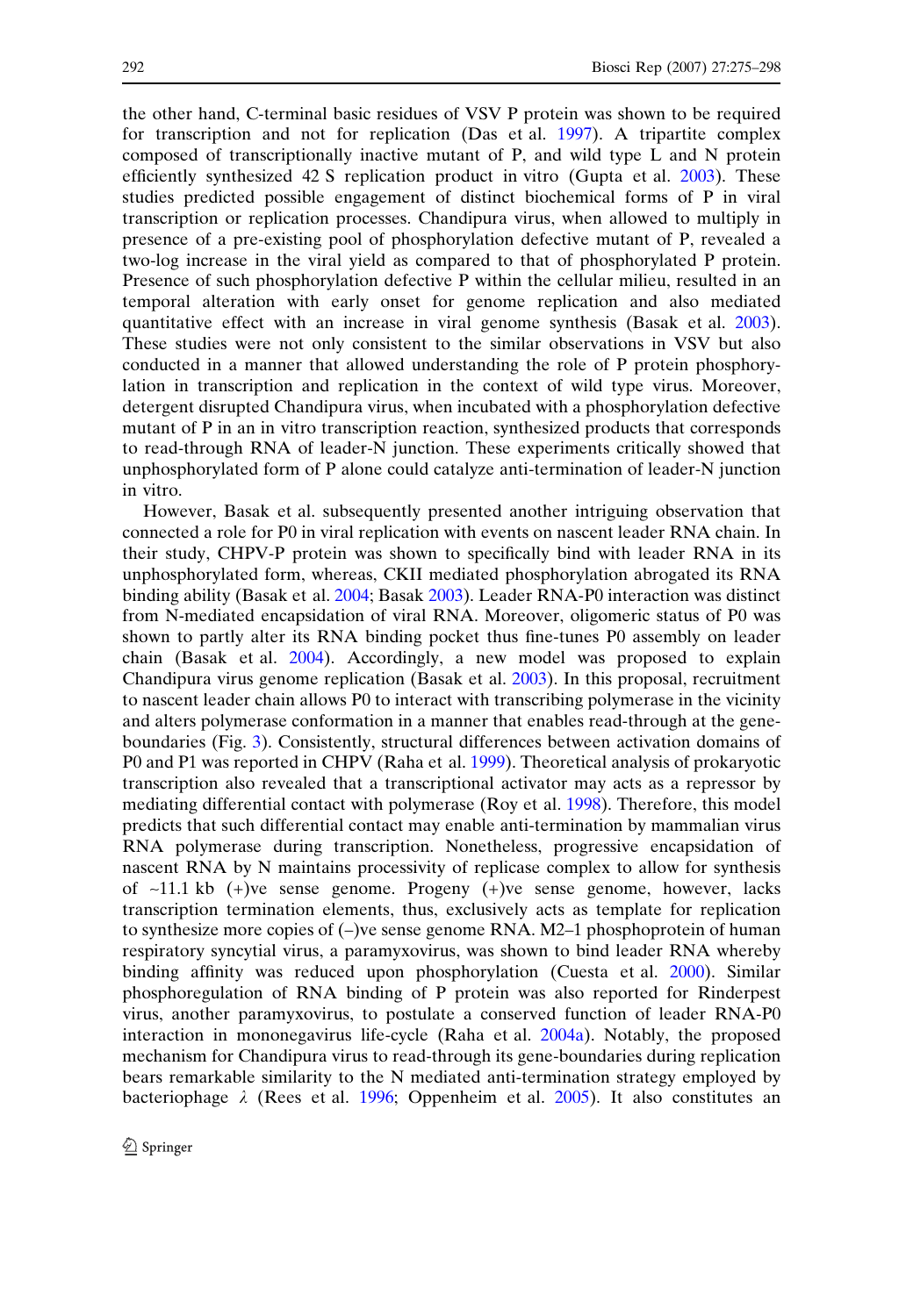the other hand, C-terminal basic residues of VSV P protein was shown to be required for transcription and not for replication (Das et al. 1997). A tripartite complex composed of transcriptionally inactive mutant of P, and wild type L and N protein efficiently synthesized 42 S replication product in vitro (Gupta et al. 2003). These studies predicted possible engagement of distinct biochemical forms of P in viral transcription or replication processes. Chandipura virus, when allowed to multiply in presence of a pre-existing pool of phosphorylation defective mutant of P, revealed a two-log increase in the viral yield as compared to that of phosphorylated P protein. Presence of such phosphorylation defective P within the cellular milieu, resulted in an temporal alteration with early onset for genome replication and also mediated quantitative effect with an increase in viral genome synthesis (Basak et al. 2003). These studies were not only consistent to the similar observations in VSV but also conducted in a manner that allowed understanding the role of P protein phosphorylation in transcription and replication in the context of wild type virus. Moreover, detergent disrupted Chandipura virus, when incubated with a phosphorylation defective mutant of P in an in vitro transcription reaction, synthesized products that corresponds to read-through RNA of leader-N junction. These experiments critically showed that unphosphorylated form of P alone could catalyze anti-termination of leader-N junction in vitro.

However, Basak et al. subsequently presented another intriguing observation that connected a role for P0 in viral replication with events on nascent leader RNA chain. In their study, CHPV-P protein was shown to specifically bind with leader RNA in its unphosphorylated form, whereas, CKII mediated phosphorylation abrogated its RNA binding ability (Basak et al. 2004; Basak 2003). Leader RNA-P0 interaction was distinct from N-mediated encapsidation of viral RNA. Moreover, oligomeric status of P0 was shown to partly alter its RNA binding pocket thus fine-tunes P0 assembly on leader chain (Basak et al. 2004). Accordingly, a new model was proposed to explain Chandipura virus genome replication (Basak et al. 2003). In this proposal, recruitment to nascent leader chain allows P0 to interact with transcribing polymerase in the vicinity and alters polymerase conformation in a manner that enables read-through at the gene-boundaries (Fig. 3). Consistently, structural differences between activation domains of P0 and P1 was reported in CHPV (Raha et al. 1999). Theoretical analysis of prokaryotic transcription also revealed that a transcriptional activator may acts as a repressor by mediating differential contact with polymerase (Roy et al. 1998). Therefore, this model predicts that such differential contact may enable anti-termination by mammalian virus RNA polymerase during transcription. Nonetheless, progressive encapsidation of nascent RNA by N maintains processivity of replicase complex to allow for synthesis of ~11.1 kb (+)ve sense genome. Progeny (+)ve sense genome, however, lacks transcription termination elements, thus, exclusively acts as template for replication to synthesize more copies of (–)ve sense genome RNA. M2–1 phosphoprotein of human respiratory syncytial virus, a paramyxovirus, was shown to bind leader RNA whereby binding affinity was reduced upon phosphorylation (Cuesta et al. 2000). Similar phosphoregulation of RNA binding of P protein was also reported for Rinderpest virus, another paramyxovirus, to postulate a conserved function of leader RNA-P0 interaction in mononegavirus life-cycle (Raha et al. 2004a). Notably, the proposed mechanism for Chandipura virus to read-through its gene-boundaries during replication bears remarkable similarity to the N mediated anti-termination strategy employed by bacteriophage $\lambda$ (Rees et al. 1996; Oppenheim et al. 2005). It also constitutes an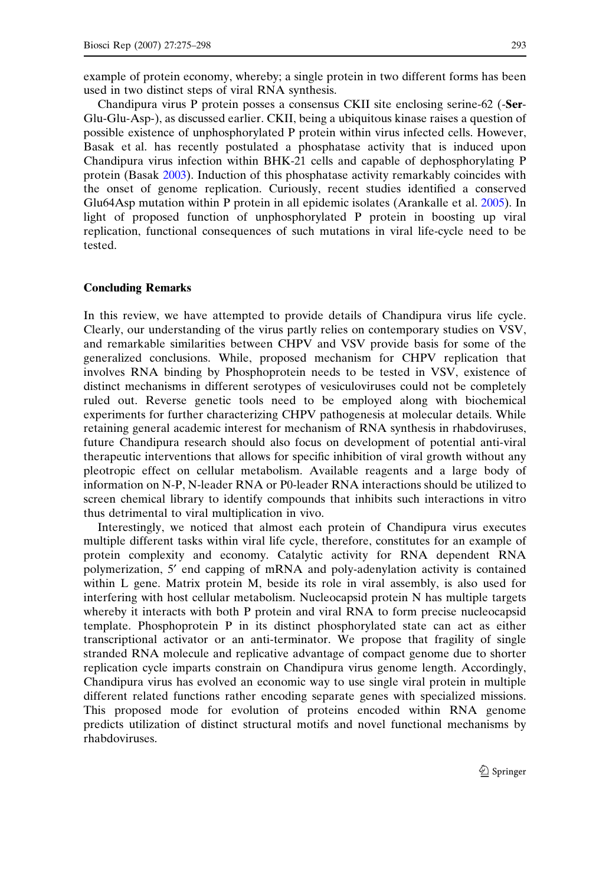example of protein economy, whereby; a single protein in two different forms has been used in two distinct steps of viral RNA synthesis.

Chandipura virus P protein posses a consensus CKII site enclosing serine-62 (-**Ser**-Glu-Glu-Asp-), as discussed earlier. CKII, being a ubiquitous kinase raises a question of possible existence of unphosphorylated P protein within virus infected cells. However, Basak et al. has recently postulated a phosphatase activity that is induced upon Chandipura virus infection within BHK-21 cells and capable of dephosphorylating P protein (Basak 2003). Induction of this phosphatase activity remarkably coincides with the onset of genome replication. Curiously, recent studies identified a conserved Glu64Asp mutation within P protein in all epidemic isolates (Arankalle et al. 2005). In light of proposed function of unphosphorylated P protein in boosting up viral replication, functional consequences of such mutations in viral life-cycle need to be tested.

## Concluding Remarks

In this review, we have attempted to provide details of Chandipura virus life cycle. Clearly, our understanding of the virus partly relies on contemporary studies on VSV, and remarkable similarities between CHPV and VSV provide basis for some of the generalized conclusions. While, proposed mechanism for CHPV replication that involves RNA binding by Phosphoprotein needs to be tested in VSV, existence of distinct mechanisms in different serotypes of vesiculoviruses could not be completely ruled out. Reverse genetic tools need to be employed along with biochemical experiments for further characterizing CHPV pathogenesis at molecular details. While retaining general academic interest for mechanism of RNA synthesis in rhabdoviruses, future Chandipura research should also focus on development of potential anti-viral therapeutic interventions that allows for specific inhibition of viral growth without any pleotropic effect on cellular metabolism. Available reagents and a large body of information on N-P, N-leader RNA or P0-leader RNA interactions should be utilized to screen chemical library to identify compounds that inhibits such interactions in vitro thus detrimental to viral multiplication in vivo.

Interestingly, we noticed that almost each protein of Chandipura virus executes multiple different tasks within viral life cycle, therefore, constitutes for an example of protein complexity and economy. Catalytic activity for RNA dependent RNA polymerization, 5′ end capping of mRNA and poly-adenylation activity is contained within L gene. Matrix protein M, beside its role in viral assembly, is also used for interfering with host cellular metabolism. Nucleocapsid protein N has multiple targets whereby it interacts with both P protein and viral RNA to form precise nucleocapsid template. Phosphoprotein P in its distinct phosphorylated state can act as either transcriptional activator or an anti-terminator. We propose that fragility of single stranded RNA molecule and replicative advantage of compact genome due to shorter replication cycle imparts constrain on Chandipura virus genome length. Accordingly, Chandipura virus has evolved an economic way to use single viral protein in multiple different related functions rather encoding separate genes with specialized missions. This proposed mode for evolution of proteins encoded within RNA genome predicts utilization of distinct structural motifs and novel functional mechanisms by rhabdoviruses.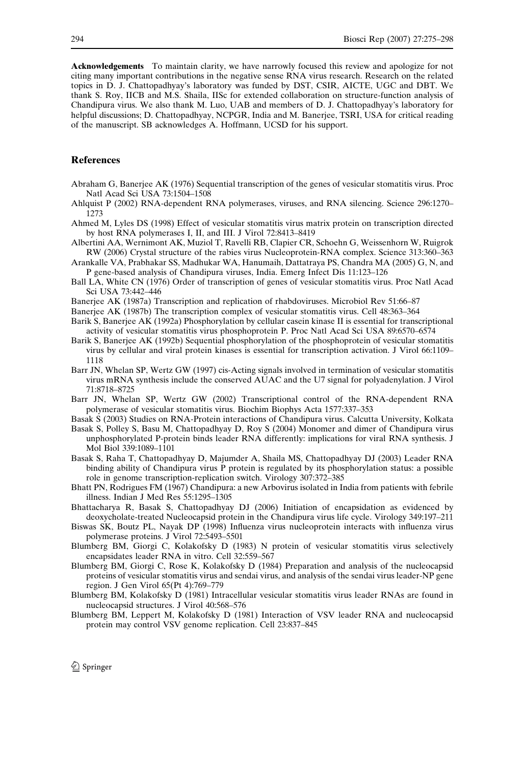**Acknowledgements** To maintain clarity, we have narrowly focused this review and apologize for not citing many important contributions in the negative sense RNA virus research. Research on the related topics in D. J. Chattopadhyay's laboratory was funded by DST, CSIR, AICTE, UGC and DBT. We thank S. Roy, IICB and M.S. Shaila, IISc for extended collaboration on structure-function analysis of Chandipura virus. We also thank M. Luo, UAB and members of D. J. Chattopadhyay's laboratory for helpful discussions; D. Chattopadhyay, NCPGR, India and M. Banerjee, TSRI, USA for critical reading of the manuscript. SB acknowledges A. Hoffmann, UCSD for his support.

## References

Abraham G, Banerjee AK (1976) Sequential transcription of the genes of vesicular stomatitis virus. Proc Natl Acad Sci USA 73:1504–1508

Ahlquist P (2002) RNA-dependent RNA polymerases, viruses, and RNA silencing. Science 296:1270–1273

Ahmed M, Lyles DS (1998) Effect of vesicular stomatitis virus matrix protein on transcription directed by host RNA polymerases I, II, and III. J Virol 72:8413–8419

Albertini AA, Wernimont AK, Muziol T, Ravelli RB, Clapier CR, Schoehn G, Weissenhorn W, Ruigrok RW (2006) Crystal structure of the rabies virus Nucleoprotein-RNA complex. Science 313:360–363

Arankalle VA, Prabhakar SS, Madhukar WA, Hanumaih, Dattatraya PS, Chandra MA (2005) G, N, and P gene-based analysis of Chandipura viruses, India. Emerg Infect Dis 11:123–126

Ball LA, White CN (1976) Order of transcription of genes of vesicular stomatitis virus. Proc Natl Acad Sci USA 73:442–446

Banerjee AK (1987a) Transcription and replication of rhabdoviruses. Microbiol Rev 51:66–87

Banerjee AK (1987b) The transcription complex of vesicular stomatitis virus. Cell 48:363–364

Barik S, Banerjee AK (1992a) Phosphorylation by cellular casein kinase II is essential for transcriptional activity of vesicular stomatitis virus phosphoprotein P. Proc Natl Acad Sci USA 89:6570–6574

Barik S, Banerjee AK (1992b) Sequential phosphorylation of the phosphoprotein of vesicular stomatitis virus by cellular and viral protein kinases is essential for transcription activation. J Virol 66:1109–1118

Barr JN, Whelan SP, Wertz GW (1997) cis-Acting signals involved in termination of vesicular stomatitis virus mRNA synthesis include the conserved AUAC and the U7 signal for polyadenylation. J Virol 71:8718–8725

Barr JN, Whelan SP, Wertz GW (2002) Transcriptional control of the RNA-dependent RNA polymerase of vesicular stomatitis virus. Biochim Biophys Acta 1577:337–353

Basak S (2003) Studies on RNA-Protein interactions of Chandipura virus. Calcutta University, Kolkata

Basak S, Polley S, Basu M, Chattopadhyay D, Roy S (2004) Monomer and dimer of Chandipura virus unphosphorylated P-protein binds leader RNA differently: implications for viral RNA synthesis. J Mol Biol 339:1089–1101

Basak S, Raha T, Chattopadhyay D, Majumder A, Shaila MS, Chattopadhyay DJ (2003) Leader RNA binding ability of Chandipura virus P protein is regulated by its phosphorylation status: a possible role in genome transcription-replication switch. Virology 307:372–385

Bhatt PN, Rodrigues FM (1967) Chandipura: a new Arbovirus isolated in India from patients with febrile illness. Indian J Med Res 55:1295–1305

Bhattacharya R, Basak S, Chattopadhyay DJ (2006) Initiation of encapsidation as evidenced by deoxycholate-treated Nucleocapsid protein in the Chandipura virus life cycle. Virology 349:197–211

Biswas SK, Boutz PL, Nayak DP (1998) Influenza virus nucleoprotein interacts with influenza virus polymerase proteins. J Virol 72:5493–5501

Blumberg BM, Giorgi C, Kolakofsky D (1983) N protein of vesicular stomatitis virus selectively encapsidates leader RNA in vitro. Cell 32:559–567

Blumberg BM, Giorgi C, Rose K, Kolakofsky D (1984) Preparation and analysis of the nucleocapsid proteins of vesicular stomatitis virus and sendai virus, and analysis of the sendai virus leader-NP gene region. J Gen Virol 65(Pt 4):769–779

Blumberg BM, Kolakofsky D (1981) Intracellular vesicular stomatitis virus leader RNAs are found in nucleocapsid structures. J Virol 40:568–576

Blumberg BM, Leppert M, Kolakofsky D (1981) Interaction of VSV leader RNA and nucleocapsid protein may control VSV genome replication. Cell 23:837–845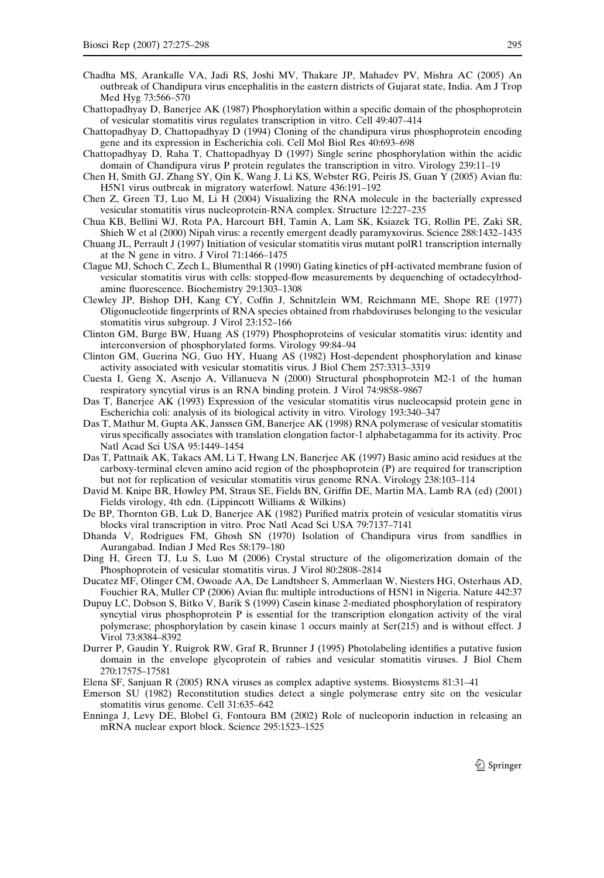Chadha MS, Arankalle VA, Jadi RS, Joshi MV, Thakare JP, Mahadev PV, Mishra AC (2005) An outbreak of Chandipura virus encephalitis in the eastern districts of Gujarat state, India. Am J Trop Med Hyg 73:566–570

Chattopadhyay D, Banerjee AK (1987) Phosphorylation within a specific domain of the phosphoprotein of vesicular stomatitis virus regulates transcription in vitro. Cell 49:407–414

Chattopadhyay D, Chattopadhyay D (1994) Cloning of the chandipura virus phosphoprotein encoding gene and its expression in Escherichia coli. Cell Mol Biol Res 40:693–698

Chattopadhyay D, Raha T, Chattopadhyay D (1997) Single serine phosphorylation within the acidic domain of Chandipura virus P protein regulates the transcription in vitro. Virology 239:11–19

Chen H, Smith GJ, Zhang SY, Qin K, Wang J, Li KS, Webster RG, Peiris JS, Guan Y (2005) Avian flu: H5N1 virus outbreak in migratory waterfowl. Nature 436:191–192

Chen Z, Green TJ, Luo M, Li H (2004) Visualizing the RNA molecule in the bacterially expressed vesicular stomatitis virus nucleoprotein-RNA complex. Structure 12:227–235

Chua KB, Bellini WJ, Rota PA, Harcourt BH, Tamin A, Lam SK, Ksiazek TG, Rollin PE, Zaki SR, Shieh W et al (2000) Nipah virus: a recently emergent deadly paramyxovirus. Science 288:1432–1435

Chuang JL, Perrault J (1997) Initiation of vesicular stomatitis virus mutant polR1 transcription internally at the N gene in vitro. J Virol 71:1466–1475

Clague MJ, Schoch C, Zech L, Blumenthal R (1990) Gating kinetics of pH-activated membrane fusion of vesicular stomatitis virus with cells: stopped-flow measurements by dequenching of octadecylrhodamine fluorescence. Biochemistry 29:1303–1308

Clewley JP, Bishop DH, Kang CY, Coffin J, Schnitzlein WM, Reichmann ME, Shope RE (1977) Oligonucleotide fingerprints of RNA species obtained from rhabdoviruses belonging to the vesicular stomatitis virus subgroup. J Virol 23:152–166

Clinton GM, Burge BW, Huang AS (1979) Phosphoproteins of vesicular stomatitis virus: identity and interconversion of phosphorylated forms. Virology 99:84–94

Clinton GM, Guerina NG, Guo HY, Huang AS (1982) Host-dependent phosphorylation and kinase activity associated with vesicular stomatitis virus. J Biol Chem 257:3313–3319

Cuesta I, Geng X, Asenjo A, Villanueva N (2000) Structural phosphoprotein M2-1 of the human respiratory syncytial virus is an RNA binding protein. J Virol 74:9858–9867

Das T, Banerjee AK (1993) Expression of the vesicular stomatitis virus nucleocapsid protein gene in Escherichia coli: analysis of its biological activity in vitro. Virology 193:340–347

Das T, Mathur M, Gupta AK, Janssen GM, Banerjee AK (1998) RNA polymerase of vesicular stomatitis virus specifically associates with translation elongation factor-1 alphabetagamma for its activity. Proc Natl Acad Sci USA 95:1449–1454

Das T, Pattnaik AK, Takacs AM, Li T, Hwang LN, Banerjee AK (1997) Basic amino acid residues at the carboxy-terminal eleven amino acid region of the phosphoprotein (P) are required for transcription but not for replication of vesicular stomatitis virus genome RNA. Virology 238:103–114

David M. Knipe BR, Howley PM, Straus SE, Fields BN, Griffin DE, Martin MA, Lamb RA (ed) (2001) Fields virology, 4th edn. (Lippincott Williams & Wilkins)

De BP, Thornton GB, Luk D, Banerjee AK (1982) Purified matrix protein of vesicular stomatitis virus blocks viral transcription in vitro. Proc Natl Acad Sci USA 79:7137–7141

Dhanda V, Rodrigues FM, Ghosh SN (1970) Isolation of Chandipura virus from sandflies in Aurangabad. Indian J Med Res 58:179–180

Ding H, Green TJ, Lu S, Luo M (2006) Crystal structure of the oligomerization domain of the Phosphoprotein of vesicular stomatitis virus. J Virol 80:2808–2814

Ducatez MF, Olinger CM, Owoade AA, De Landtsheer S, Ammerlaan W, Niesters HG, Osterhaus AD, Fouchier RA, Muller CP (2006) Avian flu: multiple introductions of H5N1 in Nigeria. Nature 442:37

Dupuy LC, Dobson S, Bitko V, Barik S (1999) Casein kinase 2-mediated phosphorylation of respiratory syncytial virus phosphoprotein P is essential for the transcription elongation activity of the viral polymerase; phosphorylation by casein kinase 1 occurs mainly at Ser(215) and is without effect. J Virol 73:8384–8392

Durrer P, Gaudin Y, Ruigrok RW, Graf R, Brunner J (1995) Photolabeling identifies a putative fusion domain in the envelope glycoprotein of rabies and vesicular stomatitis viruses. J Biol Chem 270:17575–17581

Elena SF, Sanjuan R (2005) RNA viruses as complex adaptive systems. Biosystems 81:31–41

Emerson SU (1982) Reconstitution studies detect a single polymerase entry site on the vesicular stomatitis virus genome. Cell 31:635–642

Enninga J, Levy DE, Blobel G, Fontoura BM (2002) Role of nucleoporin induction in releasing an mRNA nuclear export block. Science 295:1523–1525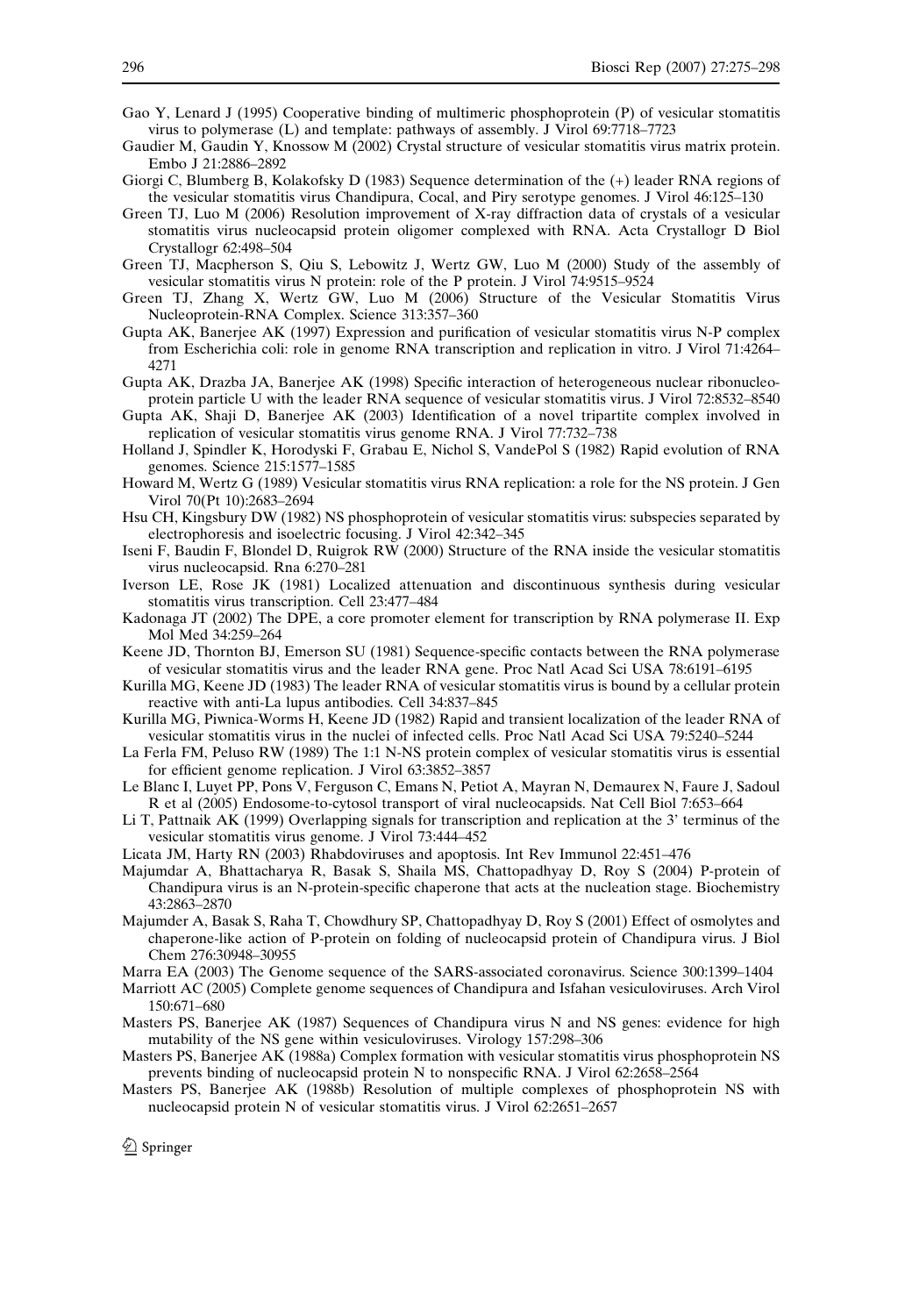Gao Y, Lenard J (1995) Cooperative binding of multimeric phosphoprotein (P) of vesicular stomatitis virus to polymerase (L) and template: pathways of assembly. J Virol 69:7718–7723

Gaudier M, Gaudin Y, Knossow M (2002) Crystal structure of vesicular stomatitis virus matrix protein. Embo J 21:2886–2892

Giorgi C, Blumberg B, Kolakofsky D (1983) Sequence determination of the (+) leader RNA regions of the vesicular stomatitis virus Chandipura, Cocal, and Piry serotype genomes. J Virol 46:125–130

Green TJ, Luo M (2006) Resolution improvement of X-ray diffraction data of crystals of a vesicular stomatitis virus nucleocapsid protein oligomer complexed with RNA. Acta Crystallogr D Biol Crystallogr 62:498–504

Green TJ, Macpherson S, Qiu S, Lebowitz J, Wertz GW, Luo M (2000) Study of the assembly of vesicular stomatitis virus N protein: role of the P protein. J Virol 74:9515–9524

Green TJ, Zhang X, Wertz GW, Luo M (2006) Structure of the Vesicular Stomatitis Virus Nucleoprotein-RNA Complex. Science 313:357–360

Gupta AK, Banerjee AK (1997) Expression and purification of vesicular stomatitis virus N-P complex from Escherichia coli: role in genome RNA transcription and replication in vitro. J Virol 71:4264–4271

Gupta AK, Drazba JA, Banerjee AK (1998) Specific interaction of heterogeneous nuclear ribonucleoprotein particle U with the leader RNA sequence of vesicular stomatitis virus. J Virol 72:8532–8540

Gupta AK, Shaji D, Banerjee AK (2003) Identification of a novel tripartite complex involved in replication of vesicular stomatitis virus genome RNA. J Virol 77:732–738

Holland J, Spindler K, Horodyski F, Grabau E, Nichol S, VandePol S (1982) Rapid evolution of RNA genomes. Science 215:1577–1585

Howard M, Wertz G (1989) Vesicular stomatitis virus RNA replication: a role for the NS protein. J Gen Virol 70(Pt 10):2683–2694

Hsu CH, Kingsbury DW (1982) NS phosphoprotein of vesicular stomatitis virus: subspecies separated by electrophoresis and isoelectric focusing. J Virol 42:342–345

Iseni F, Baudin F, Blondel D, Ruigrok RW (2000) Structure of the RNA inside the vesicular stomatitis virus nucleocapsid. Rna 6:270–281

Iverson LE, Rose JK (1981) Localized attenuation and discontinuous synthesis during vesicular stomatitis virus transcription. Cell 23:477–484

Kadonaga JT (2002) The DPE, a core promoter element for transcription by RNA polymerase II. Exp Mol Med 34:259–264

Keene JD, Thornton BJ, Emerson SU (1981) Sequence-specific contacts between the RNA polymerase of vesicular stomatitis virus and the leader RNA gene. Proc Natl Acad Sci USA 78:6191–6195

Kurilla MG, Keene JD (1983) The leader RNA of vesicular stomatitis virus is bound by a cellular protein reactive with anti-La lupus antibodies. Cell 34:837–845

Kurilla MG, Piwnica-Worms H, Keene JD (1982) Rapid and transient localization of the leader RNA of vesicular stomatitis virus in the nuclei of infected cells. Proc Natl Acad Sci USA 79:5240–5244

La Ferla FM, Peluso RW (1989) The 1:1 N-NS protein complex of vesicular stomatitis virus is essential for efficient genome replication. J Virol 63:3852–3857

Le Blanc I, Luyet PP, Pons V, Ferguson C, Emans N, Petiot A, Mayran N, Demaurex N, Faure J, Sadoul R et al (2005) Endosome-to-cytosol transport of viral nucleocapsids. Nat Cell Biol 7:653–664

Li T, Pattnaik AK (1999) Overlapping signals for transcription and replication at the 3' terminus of the vesicular stomatitis virus genome. J Virol 73:444–452

Licata JM, Harty RN (2003) Rhabdoviruses and apoptosis. Int Rev Immunol 22:451–476

Majumdar A, Bhattacharya R, Basak S, Shaila MS, Chattopadhyay D, Roy S (2004) P-protein of Chandipura virus is an N-protein-specific chaperone that acts at the nucleation stage. Biochemistry 43:2863–2870

Majumder A, Basak S, Raha T, Chowdhury SP, Chattopadhyay D, Roy S (2001) Effect of osmolytes and chaperone-like action of P-protein on folding of nucleocapsid protein of Chandipura virus. J Biol Chem 276:30948–30955

Marra EA (2003) The Genome sequence of the SARS-associated coronavirus. Science 300:1399–1404

Marriott AC (2005) Complete genome sequences of Chandipura and Isfahan vesiculoviruses. Arch Virol 150:671–680

Masters PS, Banerjee AK (1987) Sequences of Chandipura virus N and NS genes: evidence for high mutability of the NS gene within vesiculoviruses. Virology 157:298–306

Masters PS, Banerjee AK (1988a) Complex formation with vesicular stomatitis virus phosphoprotein NS prevents binding of nucleocapsid protein N to nonspecific RNA. J Virol 62:2658–2564

Masters PS, Banerjee AK (1988b) Resolution of multiple complexes of phosphoprotein NS with nucleocapsid protein N of vesicular stomatitis virus. J Virol 62:2651–2657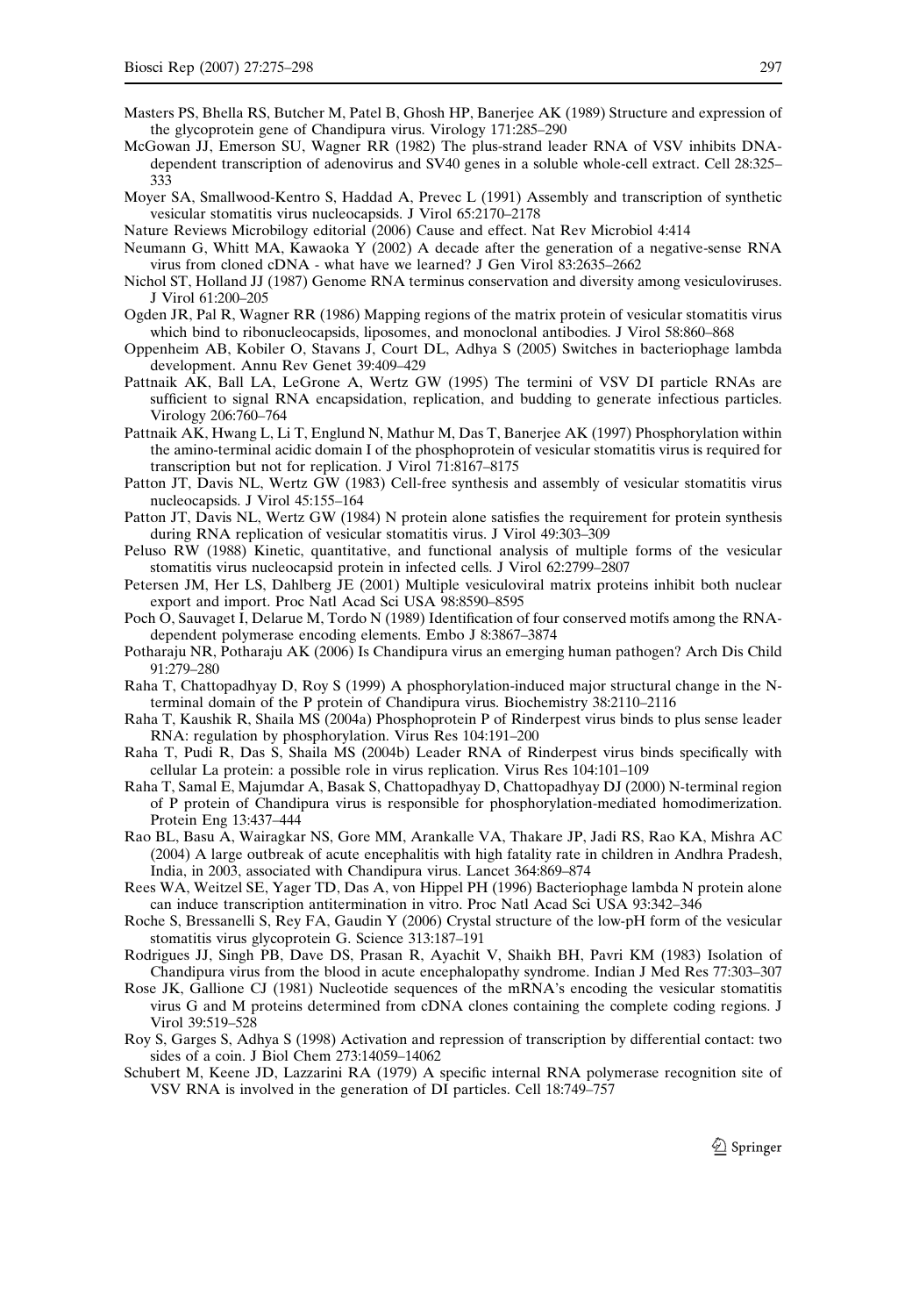Masters PS, Bhella RS, Butcher M, Patel B, Ghosh HP, Banerjee AK (1989) Structure and expression of the glycoprotein gene of Chandipura virus. Virology 171:285–290

McGowan JJ, Emerson SU, Wagner RR (1982) The plus-strand leader RNA of VSV inhibits DNA-dependent transcription of adenovirus and SV40 genes in a soluble whole-cell extract. Cell 28:325–333

Moyer SA, Smallwood-Kentro S, Haddad A, Prevec L (1991) Assembly and transcription of synthetic vesicular stomatitis virus nucleocapsids. J Virol 65:2170–2178

Nature Reviews Microbiology editorial (2006) Cause and effect. Nat Rev Microbiol 4:414

Neumann G, Whitt MA, Kawaoka Y (2002) A decade after the generation of a negative-sense RNA virus from cloned cDNA - what have we learned? J Gen Virol 83:2635–2662

Nichol ST, Holland JJ (1987) Genome RNA terminus conservation and diversity among vesiculoviruses. J Virol 61:200–205

Ogden JR, Pal R, Wagner RR (1986) Mapping regions of the matrix protein of vesicular stomatitis virus which bind to ribonucleocapsids, liposomes, and monoclonal antibodies. J Virol 58:860–868

Oppenheim AB, Kobiler O, Stavans J, Court DL, Adhya S (2005) Switches in bacteriophage lambda development. Annu Rev Genet 39:409–429

Pattnaik AK, Ball LA, LeGrone A, Wertz GW (1995) The termini of VSV DI particle RNAs are sufficient to signal RNA encapsidation, replication, and budding to generate infectious particles. Virology 206:760–764

Pattnaik AK, Hwang L, Li T, Englund N, Mathur M, Das T, Banerjee AK (1997) Phosphorylation within the amino-terminal acidic domain I of the phosphoprotein of vesicular stomatitis virus is required for transcription but not for replication. J Virol 71:8167–8175

Patton JT, Davis NL, Wertz GW (1983) Cell-free synthesis and assembly of vesicular stomatitis virus nucleocapsids. J Virol 45:155–164

Patton JT, Davis NL, Wertz GW (1984) N protein alone satisfies the requirement for protein synthesis during RNA replication of vesicular stomatitis virus. J Virol 49:303–309

Peluso RW (1988) Kinetic, quantitative, and functional analysis of multiple forms of the vesicular stomatitis virus nucleocapsid protein in infected cells. J Virol 62:2799–2807

Petersen JM, Her LS, Dahlberg JE (2001) Multiple vesiculoviral matrix proteins inhibit both nuclear export and import. Proc Natl Acad Sci USA 98:8590–8595

Poch O, Sauvaget I, Delarue M, Tordo N (1989) Identification of four conserved motifs among the RNA-dependent polymerase encoding elements. Embo J 8:3867–3874

Potharaju NR, Potharaju AK (2006) Is Chandipura virus an emerging human pathogen? Arch Dis Child 91:279–280

Raha T, Chattopadhyay D, Roy S (1999) A phosphorylation-induced major structural change in the N-terminal domain of the P protein of Chandipura virus. Biochemistry 38:2110–2116

Raha T, Kaushik R, Shaila MS (2004a) Phosphoprotein P of Rinderpest virus binds to plus sense leader RNA: regulation by phosphorylation. Virus Res 104:191–200

Raha T, Pudi R, Das S, Shaila MS (2004b) Leader RNA of Rinderpest virus binds specifically with cellular La protein: a possible role in virus replication. Virus Res 104:101–109

Raha T, Samal E, Majumdar A, Basak S, Chattopadhyay D, Chattopadhyay DJ (2000) N-terminal region of P protein of Chandipura virus is responsible for phosphorylation-mediated homodimerization. Protein Eng 13:437–444

Rao BL, Basu A, Wairagkar NS, Gore MM, Arankalle VA, Thakare JP, Jadi RS, Rao KA, Mishra AC (2004) A large outbreak of acute encephalitis with high fatality rate in children in Andhra Pradesh, India, in 2003, associated with Chandipura virus. Lancet 364:869–874

Rees WA, Weitzel SE, Yager TD, Das A, von Hippel PH (1996) Bacteriophage lambda N protein alone can induce transcription antitermination in vitro. Proc Natl Acad Sci USA 93:342–346

Roche S, Bressanelli S, Rey FA, Gaudin Y (2006) Crystal structure of the low-pH form of the vesicular stomatitis virus glycoprotein G. Science 313:187–191

Rodrigues JJ, Singh PB, Dave DS, Prasan R, Ayachit V, Shaikh BH, Pavri KM (1983) Isolation of Chandipura virus from the blood in acute encephalopathy syndrome. Indian J Med Res 77:303–307

Rose JK, Gallione CJ (1981) Nucleotide sequences of the mRNA's encoding the vesicular stomatitis virus G and M proteins determined from cDNA clones containing the complete coding regions. J Virol 39:519–528

Roy S, Garges S, Adhya S (1998) Activation and repression of transcription by differential contact: two sides of a coin. J Biol Chem 273:14059–14062

Schubert M, Keene JD, Lazzarini RA (1979) A specific internal RNA polymerase recognition site of VSV RNA is involved in the generation of DI particles. Cell 18:749–757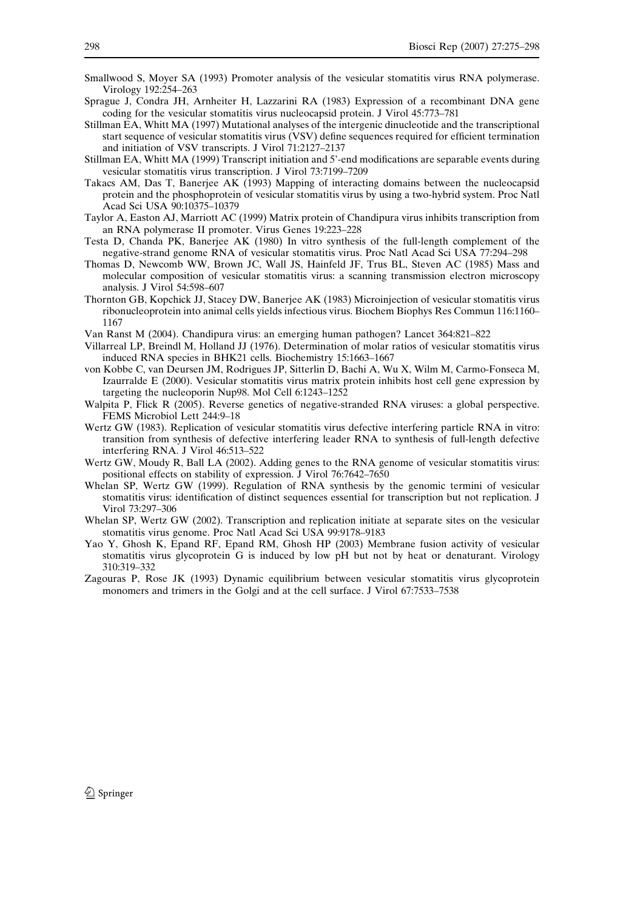Smallwood S, Moyer SA (1993) Promoter analysis of the vesicular stomatitis virus RNA polymerase. Virology 192:254–263

Sprague J, Condra JH, Arnheiter H, Lazzarini RA (1983) Expression of a recombinant DNA gene coding for the vesicular stomatitis virus nucleocapsid protein. J Virol 45:773–781

Stillman EA, Whitt MA (1997) Mutational analyses of the intergenic dinucleotide and the transcriptional start sequence of vesicular stomatitis virus (VSV) define sequences required for efficient termination and initiation of VSV transcripts. J Virol 71:2127–2137

Stillman EA, Whitt MA (1999) Transcript initiation and 5'-end modifications are separable events during vesicular stomatitis virus transcription. J Virol 73:7199–7209

Takacs AM, Das T, Banerjee AK (1993) Mapping of interacting domains between the nucleocapsid protein and the phosphoprotein of vesicular stomatitis virus by using a two-hybrid system. Proc Natl Acad Sci USA 90:10375–10379

Taylor A, Easton AJ, Marriott AC (1999) Matrix protein of Chandipura virus inhibits transcription from an RNA polymerase II promoter. Virus Genes 19:223–228

Testa D, Chanda PK, Banerjee AK (1980) In vitro synthesis of the full-length complement of the negative-strand genome RNA of vesicular stomatitis virus. Proc Natl Acad Sci USA 77:294–298

Thomas D, Newcomb WW, Brown JC, Wall JS, Hainfeld JF, Trus BL, Steven AC (1985) Mass and molecular composition of vesicular stomatitis virus: a scanning transmission electron microscopy analysis. J Virol 54:598–607

Thornton GB, Kopchick JJ, Stacey DW, Banerjee AK (1983) Microinjection of vesicular stomatitis virus ribonucleoprotein into animal cells yields infectious virus. Biochem Biophys Res Commun 116:1160–1167

Van Ranst M (2004). Chandipura virus: an emerging human pathogen? Lancet 364:821–822

Villarreal LP, Breindl M, Holland JJ (1976). Determination of molar ratios of vesicular stomatitis virus induced RNA species in BHK21 cells. Biochemistry 15:1663–1667

von Kobbe C, van Deursen JM, Rodrigues JP, Sitterlin D, Bachi A, Wu X, Wilm M, Carmo-Fonseca M, Izaurralde E (2000). Vesicular stomatitis virus matrix protein inhibits host cell gene expression by targeting the nucleoporin Nup98. Mol Cell 6:1243–1252

Walpita P, Flick R (2005). Reverse genetics of negative-stranded RNA viruses: a global perspective. FEMS Microbiol Lett 244:9–18

Wertz GW (1983). Replication of vesicular stomatitis virus defective interfering particle RNA in vitro: transition from synthesis of defective interfering leader RNA to synthesis of full-length defective interfering RNA. J Virol 46:513–522

Wertz GW, Moudy R, Ball LA (2002). Adding genes to the RNA genome of vesicular stomatitis virus: positional effects on stability of expression. J Virol 76:7642–7650

Whelan SP, Wertz GW (1999). Regulation of RNA synthesis by the genomic termini of vesicular stomatitis virus: identification of distinct sequences essential for transcription but not replication. J Virol 73:297–306

Whelan SP, Wertz GW (2002). Transcription and replication initiate at separate sites on the vesicular stomatitis virus genome. Proc Natl Acad Sci USA 99:9178–9183

Yao Y, Ghosh K, Epand RF, Epand RM, Ghosh HP (2003) Membrane fusion activity of vesicular stomatitis virus glycoprotein G is induced by low pH but not by heat or denaturant. Virology 310:319–332

Zagouras P, Rose JK (1993) Dynamic equilibrium between vesicular stomatitis virus glycoprotein monomers and trimers in the Golgi and at the cell surface. J Virol 67:7533–7538